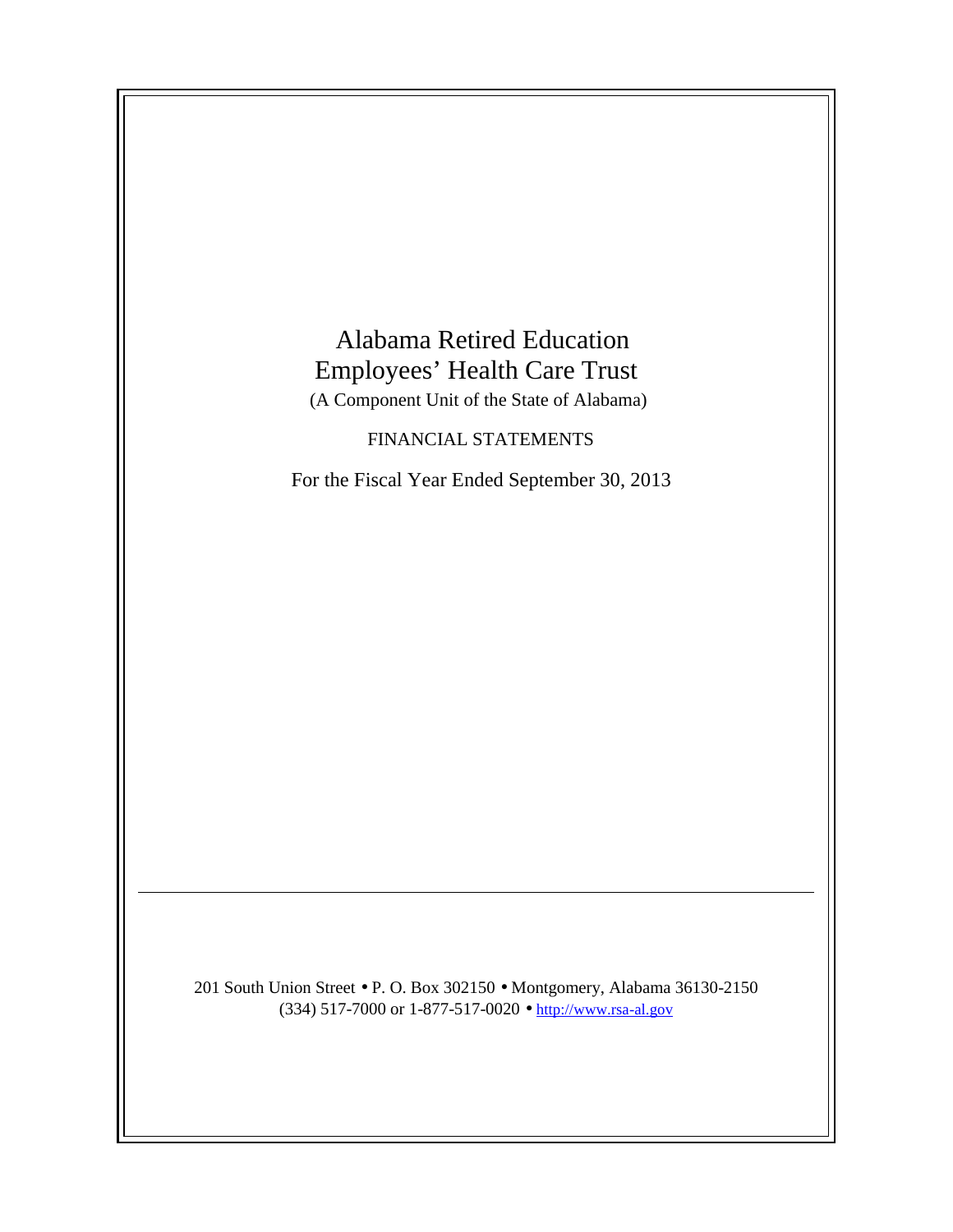# Alabama Retired Education Employees' Health Care Trust

(A Component Unit of the State of Alabama)

FINANCIAL STATEMENTS

For the Fiscal Year Ended September 30, 2013

---

201 South Union Street • P. O. Box 302150 • Montgomery, Alabama 36130-2150
(334) 517-7000 or 1-877-517-0020 • http://www.rsa-al.gov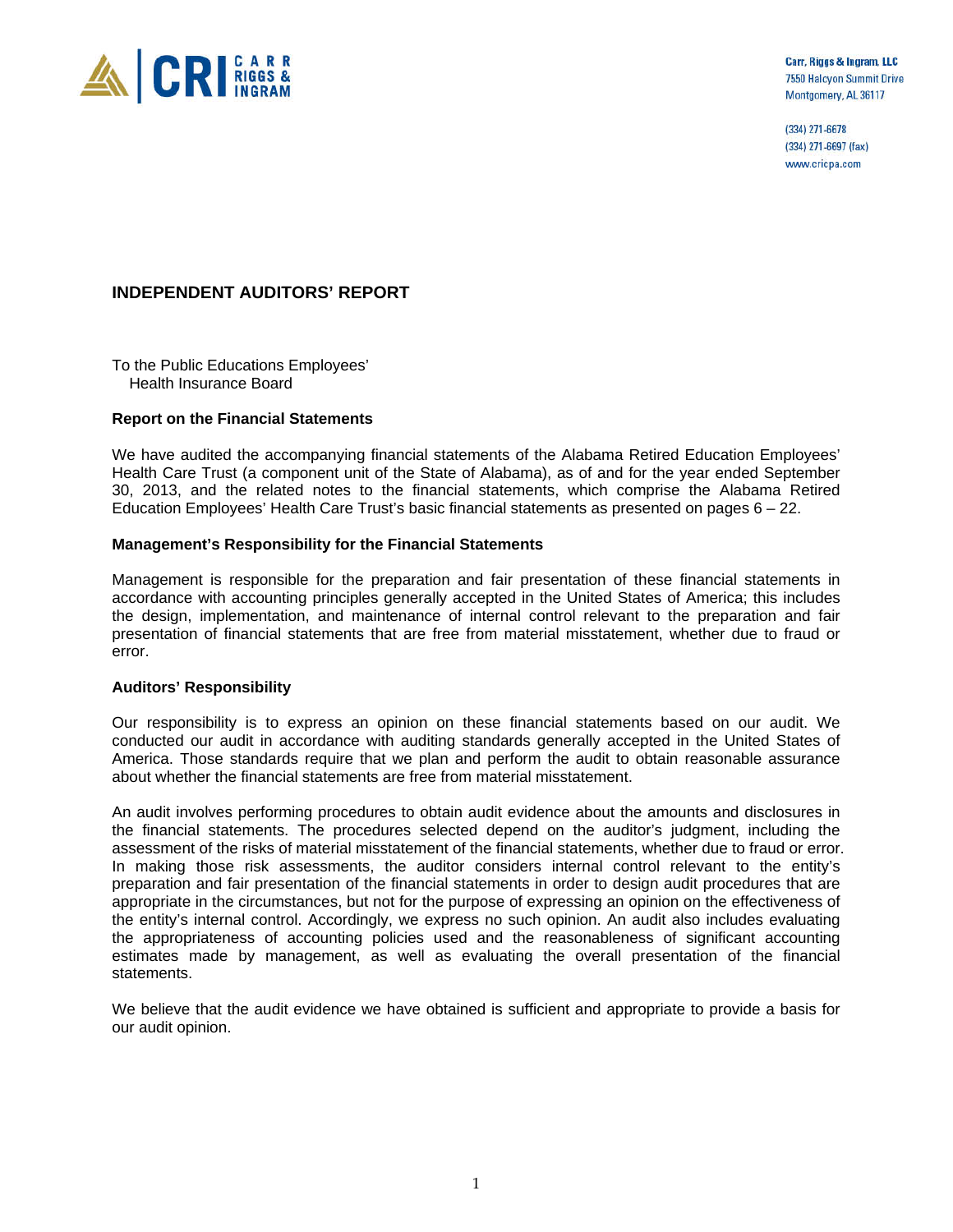Carr, Riggs & Ingram, LLC
7550 Halcyon Summit Drive
Montgomery, AL 36117

(334) 271-6678
(334) 271-6697 (fax)
www.cricpa.com

## INDEPENDENT AUDITORS' REPORT

To the Public Educations Employees'
Health Insurance Board

### Report on the Financial Statements

We have audited the accompanying financial statements of the Alabama Retired Education Employees' Health Care Trust (a component unit of the State of Alabama), as of and for the year ended September 30, 2013, and the related notes to the financial statements, which comprise the Alabama Retired Education Employees' Health Care Trust's basic financial statements as presented on pages 6 – 22.

### Management's Responsibility for the Financial Statements

Management is responsible for the preparation and fair presentation of these financial statements in accordance with accounting principles generally accepted in the United States of America; this includes the design, implementation, and maintenance of internal control relevant to the preparation and fair presentation of financial statements that are free from material misstatement, whether due to fraud or error.

### Auditors' Responsibility

Our responsibility is to express an opinion on these financial statements based on our audit. We conducted our audit in accordance with auditing standards generally accepted in the United States of America. Those standards require that we plan and perform the audit to obtain reasonable assurance about whether the financial statements are free from material misstatement.

An audit involves performing procedures to obtain audit evidence about the amounts and disclosures in the financial statements. The procedures selected depend on the auditor's judgment, including the assessment of the risks of material misstatement of the financial statements, whether due to fraud or error. In making those risk assessments, the auditor considers internal control relevant to the entity's preparation and fair presentation of the financial statements in order to design audit procedures that are appropriate in the circumstances, but not for the purpose of expressing an opinion on the effectiveness of the entity's internal control. Accordingly, we express no such opinion. An audit also includes evaluating the appropriateness of accounting policies used and the reasonableness of significant accounting estimates made by management, as well as evaluating the overall presentation of the financial statements.

We believe that the audit evidence we have obtained is sufficient and appropriate to provide a basis for our audit opinion.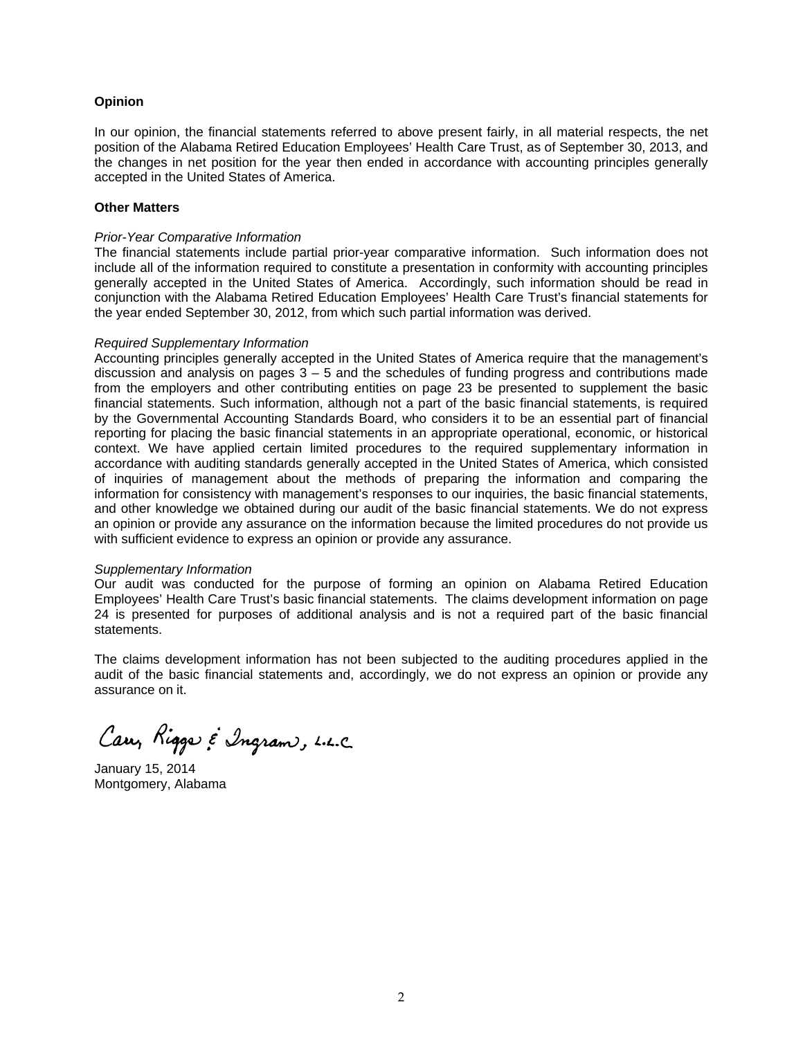**Opinion**

In our opinion, the financial statements referred to above present fairly, in all material respects, the net position of the Alabama Retired Education Employees' Health Care Trust, as of September 30, 2013, and the changes in net position for the year then ended in accordance with accounting principles generally accepted in the United States of America.

**Other Matters**

*Prior-Year Comparative Information*

The financial statements include partial prior-year comparative information. Such information does not include all of the information required to constitute a presentation in conformity with accounting principles generally accepted in the United States of America. Accordingly, such information should be read in conjunction with the Alabama Retired Education Employees' Health Care Trust's financial statements for the year ended September 30, 2012, from which such partial information was derived.

*Required Supplementary Information*

Accounting principles generally accepted in the United States of America require that the management's discussion and analysis on pages 3 – 5 and the schedules of funding progress and contributions made from the employers and other contributing entities on page 23 be presented to supplement the basic financial statements. Such information, although not a part of the basic financial statements, is required by the Governmental Accounting Standards Board, who considers it to be an essential part of financial reporting for placing the basic financial statements in an appropriate operational, economic, or historical context. We have applied certain limited procedures to the required supplementary information in accordance with auditing standards generally accepted in the United States of America, which consisted of inquiries of management about the methods of preparing the information and comparing the information for consistency with management's responses to our inquiries, the basic financial statements, and other knowledge we obtained during our audit of the basic financial statements. We do not express an opinion or provide any assurance on the information because the limited procedures do not provide us with sufficient evidence to express an opinion or provide any assurance.

*Supplementary Information*

Our audit was conducted for the purpose of forming an opinion on Alabama Retired Education Employees' Health Care Trust's basic financial statements. The claims development information on page 24 is presented for purposes of additional analysis and is not a required part of the basic financial statements.

The claims development information has not been subjected to the auditing procedures applied in the audit of the basic financial statements and, accordingly, we do not express an opinion or provide any assurance on it.

Carr, Riggs & Ingram, L.L.C.

January 15, 2014
Montgomery, Alabama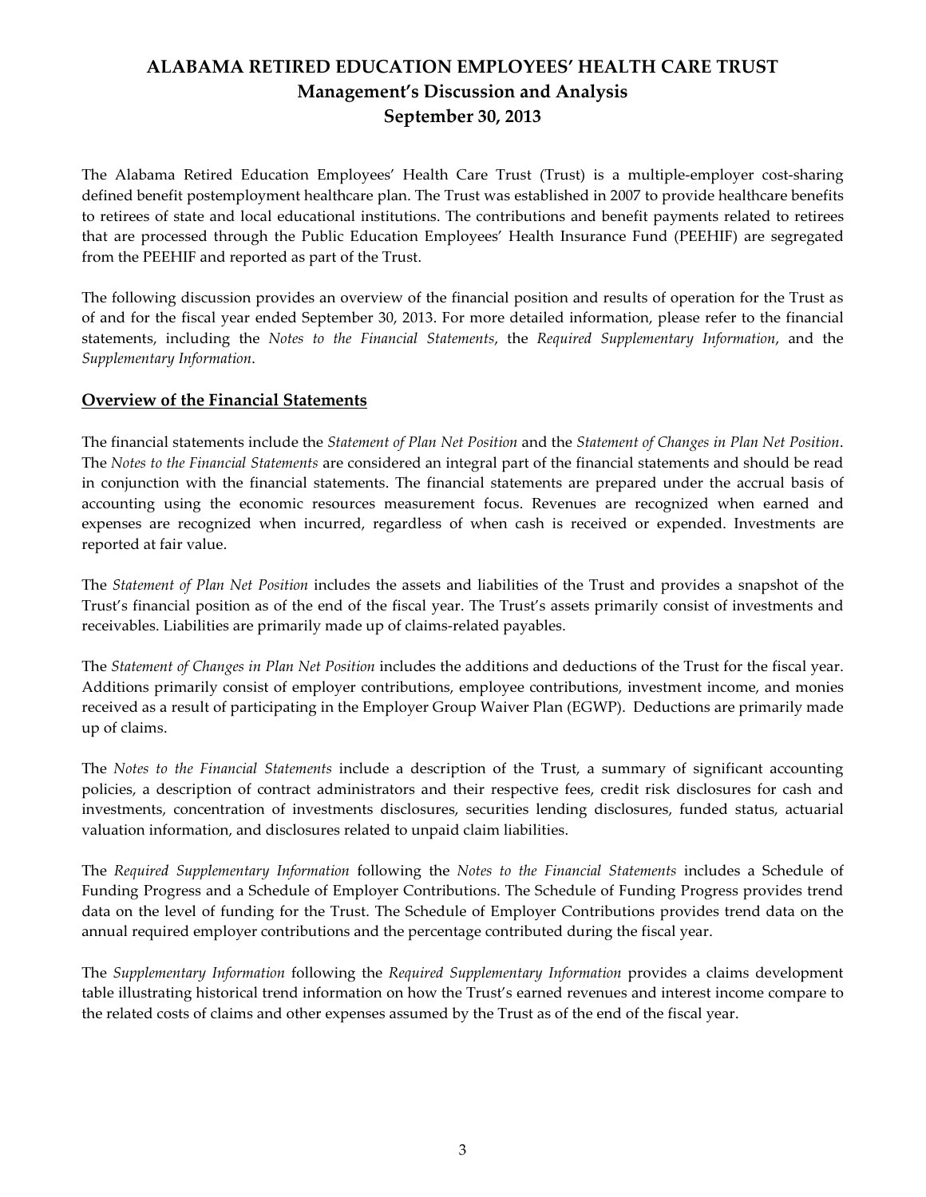# ALABAMA RETIRED EDUCATION EMPLOYEES' HEALTH CARE TRUST
## Management's Discussion and Analysis
## September 30, 2013

The Alabama Retired Education Employees' Health Care Trust (Trust) is a multiple-employer cost-sharing defined benefit postemployment healthcare plan. The Trust was established in 2007 to provide healthcare benefits to retirees of state and local educational institutions. The contributions and benefit payments related to retirees that are processed through the Public Education Employees' Health Insurance Fund (PEEHIF) are segregated from the PEEHIF and reported as part of the Trust.

The following discussion provides an overview of the financial position and results of operation for the Trust as of and for the fiscal year ended September 30, 2013. For more detailed information, please refer to the financial statements, including the *Notes to the Financial Statements*, the *Required Supplementary Information*, and the *Supplementary Information*.

### Overview of the Financial Statements

The financial statements include the *Statement of Plan Net Position* and the *Statement of Changes in Plan Net Position*. The *Notes to the Financial Statements* are considered an integral part of the financial statements and should be read in conjunction with the financial statements. The financial statements are prepared under the accrual basis of accounting using the economic resources measurement focus. Revenues are recognized when earned and expenses are recognized when incurred, regardless of when cash is received or expended. Investments are reported at fair value.

The *Statement of Plan Net Position* includes the assets and liabilities of the Trust and provides a snapshot of the Trust's financial position as of the end of the fiscal year. The Trust's assets primarily consist of investments and receivables. Liabilities are primarily made up of claims-related payables.

The *Statement of Changes in Plan Net Position* includes the additions and deductions of the Trust for the fiscal year. Additions primarily consist of employer contributions, employee contributions, investment income, and monies received as a result of participating in the Employer Group Waiver Plan (EGWP). Deductions are primarily made up of claims.

The *Notes to the Financial Statements* include a description of the Trust, a summary of significant accounting policies, a description of contract administrators and their respective fees, credit risk disclosures for cash and investments, concentration of investments disclosures, securities lending disclosures, funded status, actuarial valuation information, and disclosures related to unpaid claim liabilities.

The *Required Supplementary Information* following the *Notes to the Financial Statements* includes a Schedule of Funding Progress and a Schedule of Employer Contributions. The Schedule of Funding Progress provides trend data on the level of funding for the Trust. The Schedule of Employer Contributions provides trend data on the annual required employer contributions and the percentage contributed during the fiscal year.

The *Supplementary Information* following the *Required Supplementary Information* provides a claims development table illustrating historical trend information on how the Trust's earned revenues and interest income compare to the related costs of claims and other expenses assumed by the Trust as of the end of the fiscal year.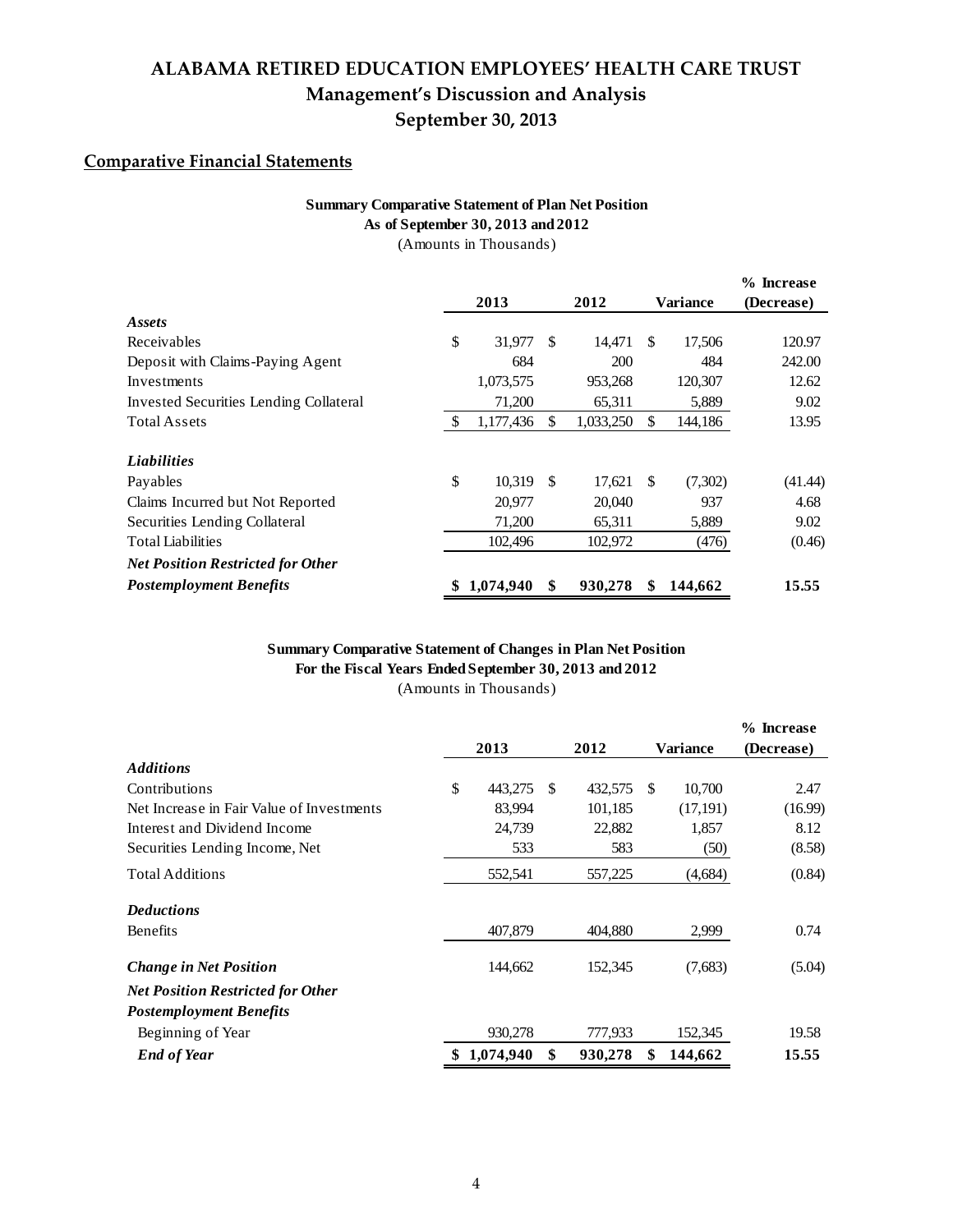# ALABAMA RETIRED EDUCATION EMPLOYEES' HEALTH CARE TRUST
## Management's Discussion and Analysis
## September 30, 2013

### Comparative Financial Statements

**Summary Comparative Statement of Plan Net Position**
**As of September 30, 2013 and 2012**
(Amounts in Thousands)

| | 2013 | 2012 | Variance | % Increase (Decrease) |
|---|---|---|---|---|
| ***Assets*** | | | | |
| Receivables | $ 31,977 | $ 14,471 | $ 17,506 | 120.97 |
| Deposit with Claims-Paying Agent | 684 | 200 | 484 | 242.00 |
| Investments | 1,073,575 | 953,268 | 120,307 | 12.62 |
| Invested Securities Lending Collateral | 71,200 | 65,311 | 5,889 | 9.02 |
| Total Assets | $ 1,177,436 | $ 1,033,250 | $ 144,186 | 13.95 |
| ***Liabilities*** | | | | |
| Payables | $ 10,319 | $ 17,621 | $ (7,302) | (41.44) |
| Claims Incurred but Not Reported | 20,977 | 20,040 | 937 | 4.68 |
| Securities Lending Collateral | 71,200 | 65,311 | 5,889 | 9.02 |
| Total Liabilities | 102,496 | 102,972 | (476) | (0.46) |
| ***Net Position Restricted for Other Postemployment Benefits*** | **$ 1,074,940** | **$ 930,278** | **$ 144,662** | **15.55** |

**Summary Comparative Statement of Changes in Plan Net Position**
**For the Fiscal Years Ended September 30, 2013 and 2012**
(Amounts in Thousands)

| | 2013 | 2012 | Variance | % Increase (Decrease) |
|---|---|---|---|---|
| ***Additions*** | | | | |
| Contributions | $ 443,275 | $ 432,575 | $ 10,700 | 2.47 |
| Net Increase in Fair Value of Investments | 83,994 | 101,185 | (17,191) | (16.99) |
| Interest and Dividend Income | 24,739 | 22,882 | 1,857 | 8.12 |
| Securities Lending Income, Net | 533 | 583 | (50) | (8.58) |
| Total Additions | 552,541 | 557,225 | (4,684) | (0.84) |
| ***Deductions*** | | | | |
| Benefits | 407,879 | 404,880 | 2,999 | 0.74 |
| ***Change in Net Position*** | 144,662 | 152,345 | (7,683) | (5.04) |
| ***Net Position Restricted for Other Postemployment Benefits*** | | | | |
| Beginning of Year | 930,278 | 777,933 | 152,345 | 19.58 |
| ***End of Year*** | **$ 1,074,940** | **$ 930,278** | **$ 144,662** | **15.55** |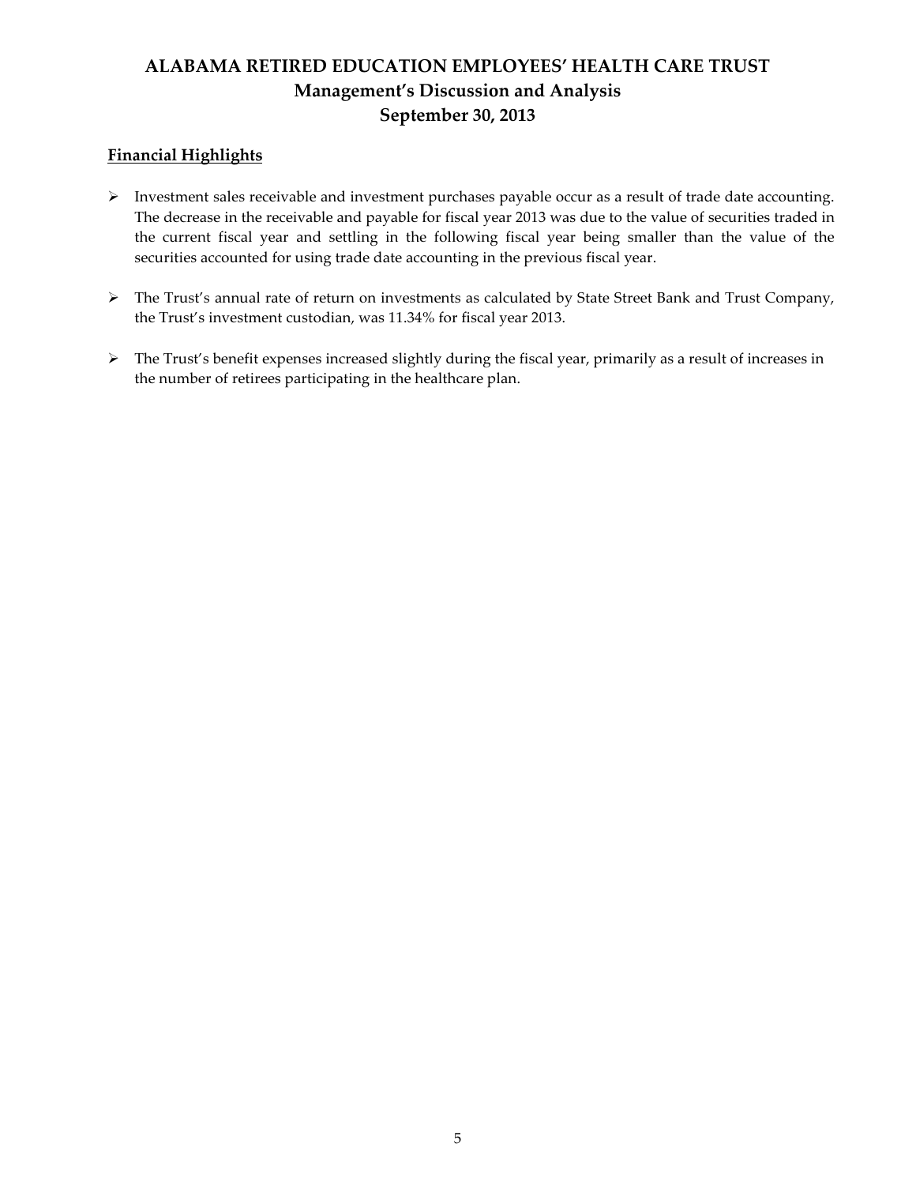# ALABAMA RETIRED EDUCATION EMPLOYEES' HEALTH CARE TRUST
## Management's Discussion and Analysis
## September 30, 2013

**Financial Highlights**

- Investment sales receivable and investment purchases payable occur as a result of trade date accounting. The decrease in the receivable and payable for fiscal year 2013 was due to the value of securities traded in the current fiscal year and settling in the following fiscal year being smaller than the value of the securities accounted for using trade date accounting in the previous fiscal year.

- The Trust's annual rate of return on investments as calculated by State Street Bank and Trust Company, the Trust's investment custodian, was 11.34% for fiscal year 2013.

- The Trust's benefit expenses increased slightly during the fiscal year, primarily as a result of increases in the number of retirees participating in the healthcare plan.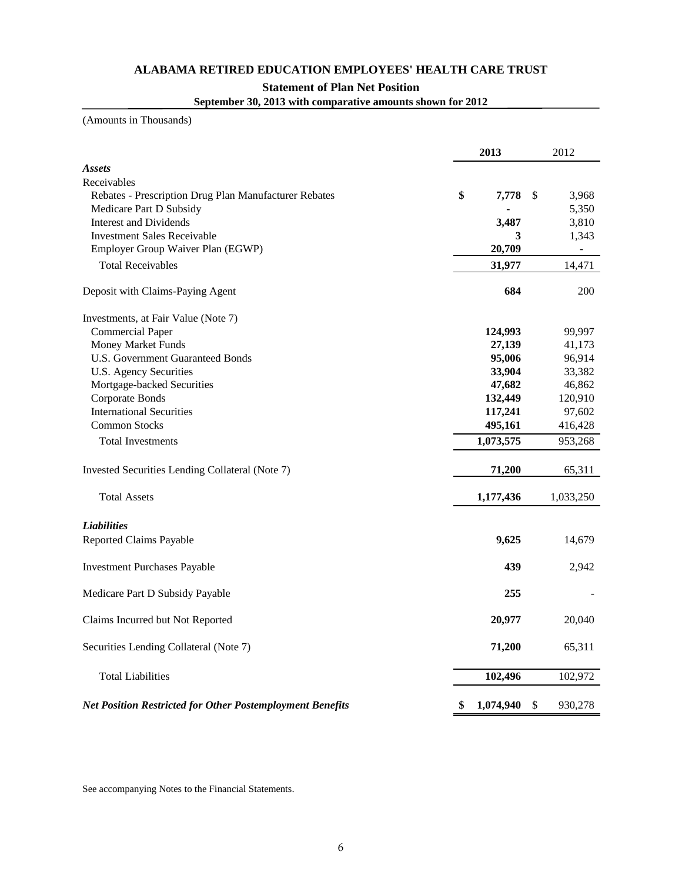# ALABAMA RETIRED EDUCATION EMPLOYEES' HEALTH CARE TRUST

## Statement of Plan Net Position

**September 30, 2013 with comparative amounts shown for 2012**

(Amounts in Thousands)

| | **2013** | 2012 |
|---|---|---|
| ***Assets*** | | |
| Receivables | | |
| Rebates - Prescription Drug Plan Manufacturer Rebates | **$ 7,778** | $ 3,968 |
| Medicare Part D Subsidy | **-** | 5,350 |
| Interest and Dividends | **3,487** | 3,810 |
| Investment Sales Receivable | **3** | 1,343 |
| Employer Group Waiver Plan (EGWP) | **20,709** | - |
| Total Receivables | **31,977** | 14,471 |
| Deposit with Claims-Paying Agent | **684** | 200 |
| Investments, at Fair Value (Note 7) | | |
| Commercial Paper | **124,993** | 99,997 |
| Money Market Funds | **27,139** | 41,173 |
| U.S. Government Guaranteed Bonds | **95,006** | 96,914 |
| U.S. Agency Securities | **33,904** | 33,382 |
| Mortgage-backed Securities | **47,682** | 46,862 |
| Corporate Bonds | **132,449** | 120,910 |
| International Securities | **117,241** | 97,602 |
| Common Stocks | **495,161** | 416,428 |
| Total Investments | **1,073,575** | 953,268 |
| Invested Securities Lending Collateral (Note 7) | **71,200** | 65,311 |
| Total Assets | **1,177,436** | 1,033,250 |
| ***Liabilities*** | | |
| Reported Claims Payable | **9,625** | 14,679 |
| Investment Purchases Payable | **439** | 2,942 |
| Medicare Part D Subsidy Payable | **255** | - |
| Claims Incurred but Not Reported | **20,977** | 20,040 |
| Securities Lending Collateral (Note 7) | **71,200** | 65,311 |
| Total Liabilities | **102,496** | 102,972 |
| ***Net Position Restricted for Other Postemployment Benefits*** | **$ 1,074,940** | $ 930,278 |

See accompanying Notes to the Financial Statements.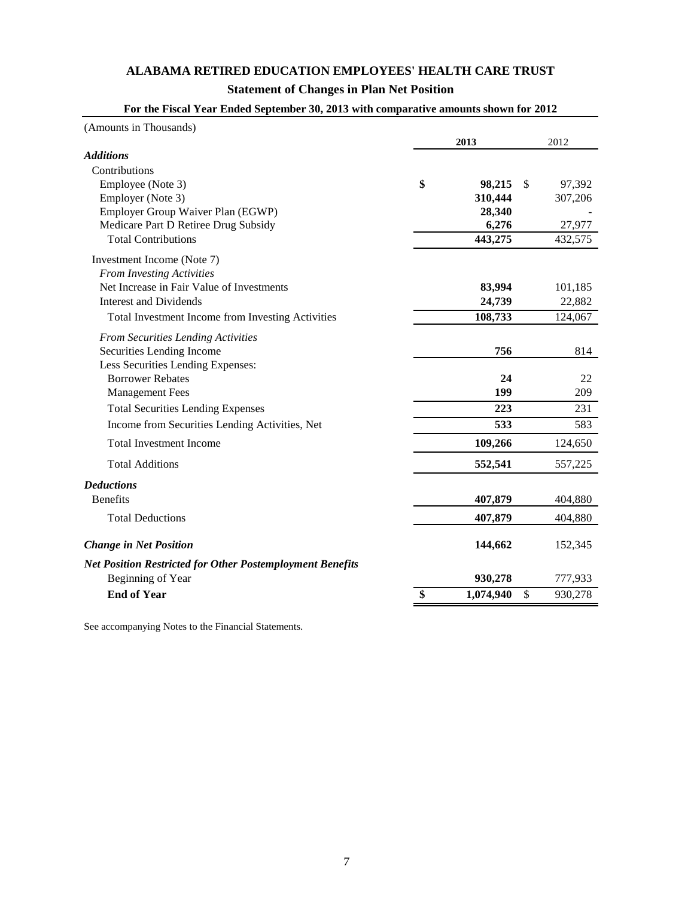# ALABAMA RETIRED EDUCATION EMPLOYEES' HEALTH CARE TRUST

## Statement of Changes in Plan Net Position

### For the Fiscal Year Ended September 30, 2013 with comparative amounts shown for 2012

(Amounts in Thousands)

| | 2013 | 2012 |
|---|---|---|
| ***Additions*** | | |
| Contributions | | |
| Employee (Note 3) | **$ 98,215** | $ 97,392 |
| Employer (Note 3) | **310,444** | 307,206 |
| Employer Group Waiver Plan (EGWP) | **28,340** | - |
| Medicare Part D Retiree Drug Subsidy | **6,276** | 27,977 |
| Total Contributions | **443,275** | 432,575 |
| Investment Income (Note 7) | | |
| *From Investing Activities* | | |
| Net Increase in Fair Value of Investments | **83,994** | 101,185 |
| Interest and Dividends | **24,739** | 22,882 |
| Total Investment Income from Investing Activities | **108,733** | 124,067 |
| *From Securities Lending Activities* | | |
| Securities Lending Income | **756** | 814 |
| Less Securities Lending Expenses: | | |
| Borrower Rebates | **24** | 22 |
| Management Fees | **199** | 209 |
| Total Securities Lending Expenses | **223** | 231 |
| Income from Securities Lending Activities, Net | **533** | 583 |
| Total Investment Income | **109,266** | 124,650 |
| Total Additions | **552,541** | 557,225 |
| ***Deductions*** | | |
| Benefits | **407,879** | 404,880 |
| Total Deductions | **407,879** | 404,880 |
| ***Change in Net Position*** | **144,662** | 152,345 |
| ***Net Position Restricted for Other Postemployment Benefits*** | | |
| Beginning of Year | **930,278** | 777,933 |
| **End of Year** | **$ 1,074,940** | $ 930,278 |

See accompanying Notes to the Financial Statements.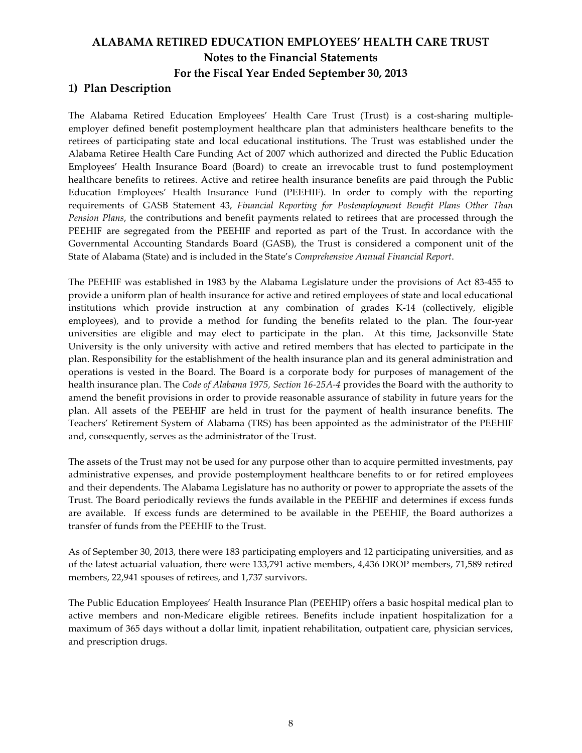# ALABAMA RETIRED EDUCATION EMPLOYEES' HEALTH CARE TRUST
## Notes to the Financial Statements
## For the Fiscal Year Ended September 30, 2013

### 1) Plan Description

The Alabama Retired Education Employees' Health Care Trust (Trust) is a cost-sharing multiple-employer defined benefit postemployment healthcare plan that administers healthcare benefits to the retirees of participating state and local educational institutions. The Trust was established under the Alabama Retiree Health Care Funding Act of 2007 which authorized and directed the Public Education Employees' Health Insurance Board (Board) to create an irrevocable trust to fund postemployment healthcare benefits to retirees. Active and retiree health insurance benefits are paid through the Public Education Employees' Health Insurance Fund (PEEHIF). In order to comply with the reporting requirements of GASB Statement 43, *Financial Reporting for Postemployment Benefit Plans Other Than Pension Plans*, the contributions and benefit payments related to retirees that are processed through the PEEHIF are segregated from the PEEHIF and reported as part of the Trust. In accordance with the Governmental Accounting Standards Board (GASB), the Trust is considered a component unit of the State of Alabama (State) and is included in the State's *Comprehensive Annual Financial Report*.

The PEEHIF was established in 1983 by the Alabama Legislature under the provisions of Act 83-455 to provide a uniform plan of health insurance for active and retired employees of state and local educational institutions which provide instruction at any combination of grades K-14 (collectively, eligible employees), and to provide a method for funding the benefits related to the plan. The four-year universities are eligible and may elect to participate in the plan. At this time, Jacksonville State University is the only university with active and retired members that has elected to participate in the plan. Responsibility for the establishment of the health insurance plan and its general administration and operations is vested in the Board. The Board is a corporate body for purposes of management of the health insurance plan. The *Code of Alabama 1975, Section 16-25A-4* provides the Board with the authority to amend the benefit provisions in order to provide reasonable assurance of stability in future years for the plan. All assets of the PEEHIF are held in trust for the payment of health insurance benefits. The Teachers' Retirement System of Alabama (TRS) has been appointed as the administrator of the PEEHIF and, consequently, serves as the administrator of the Trust.

The assets of the Trust may not be used for any purpose other than to acquire permitted investments, pay administrative expenses, and provide postemployment healthcare benefits to or for retired employees and their dependents. The Alabama Legislature has no authority or power to appropriate the assets of the Trust. The Board periodically reviews the funds available in the PEEHIF and determines if excess funds are available. If excess funds are determined to be available in the PEEHIF, the Board authorizes a transfer of funds from the PEEHIF to the Trust.

As of September 30, 2013, there were 183 participating employers and 12 participating universities, and as of the latest actuarial valuation, there were 133,791 active members, 4,436 DROP members, 71,589 retired members, 22,941 spouses of retirees, and 1,737 survivors.

The Public Education Employees' Health Insurance Plan (PEEHIP) offers a basic hospital medical plan to active members and non-Medicare eligible retirees. Benefits include inpatient hospitalization for a maximum of 365 days without a dollar limit, inpatient rehabilitation, outpatient care, physician services, and prescription drugs.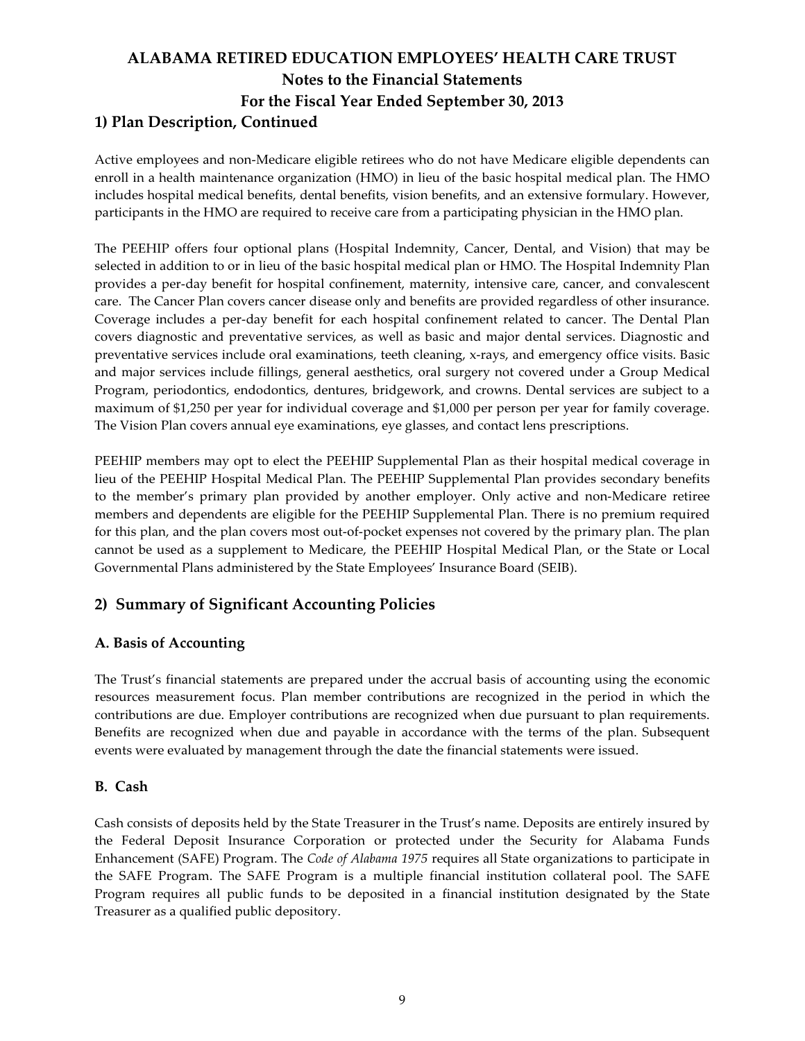## 1) Plan Description, Continued

Active employees and non-Medicare eligible retirees who do not have Medicare eligible dependents can enroll in a health maintenance organization (HMO) in lieu of the basic hospital medical plan. The HMO includes hospital medical benefits, dental benefits, vision benefits, and an extensive formulary. However, participants in the HMO are required to receive care from a participating physician in the HMO plan.

The PEEHIP offers four optional plans (Hospital Indemnity, Cancer, Dental, and Vision) that may be selected in addition to or in lieu of the basic hospital medical plan or HMO. The Hospital Indemnity Plan provides a per-day benefit for hospital confinement, maternity, intensive care, cancer, and convalescent care. The Cancer Plan covers cancer disease only and benefits are provided regardless of other insurance. Coverage includes a per-day benefit for each hospital confinement related to cancer. The Dental Plan covers diagnostic and preventative services, as well as basic and major dental services. Diagnostic and preventative services include oral examinations, teeth cleaning, x-rays, and emergency office visits. Basic and major services include fillings, general aesthetics, oral surgery not covered under a Group Medical Program, periodontics, endodontics, dentures, bridgework, and crowns. Dental services are subject to a maximum of $1,250 per year for individual coverage and $1,000 per person per year for family coverage. The Vision Plan covers annual eye examinations, eye glasses, and contact lens prescriptions.

PEEHIP members may opt to elect the PEEHIP Supplemental Plan as their hospital medical coverage in lieu of the PEEHIP Hospital Medical Plan. The PEEHIP Supplemental Plan provides secondary benefits to the member's primary plan provided by another employer. Only active and non-Medicare retiree members and dependents are eligible for the PEEHIP Supplemental Plan. There is no premium required for this plan, and the plan covers most out-of-pocket expenses not covered by the primary plan. The plan cannot be used as a supplement to Medicare, the PEEHIP Hospital Medical Plan, or the State or Local Governmental Plans administered by the State Employees' Insurance Board (SEIB).

## 2) Summary of Significant Accounting Policies

### A. Basis of Accounting

The Trust's financial statements are prepared under the accrual basis of accounting using the economic resources measurement focus. Plan member contributions are recognized in the period in which the contributions are due. Employer contributions are recognized when due pursuant to plan requirements. Benefits are recognized when due and payable in accordance with the terms of the plan. Subsequent events were evaluated by management through the date the financial statements were issued.

### B. Cash

Cash consists of deposits held by the State Treasurer in the Trust's name. Deposits are entirely insured by the Federal Deposit Insurance Corporation or protected under the Security for Alabama Funds Enhancement (SAFE) Program. The *Code of Alabama 1975* requires all State organizations to participate in the SAFE Program. The SAFE Program is a multiple financial institution collateral pool. The SAFE Program requires all public funds to be deposited in a financial institution designated by the State Treasurer as a qualified public depository.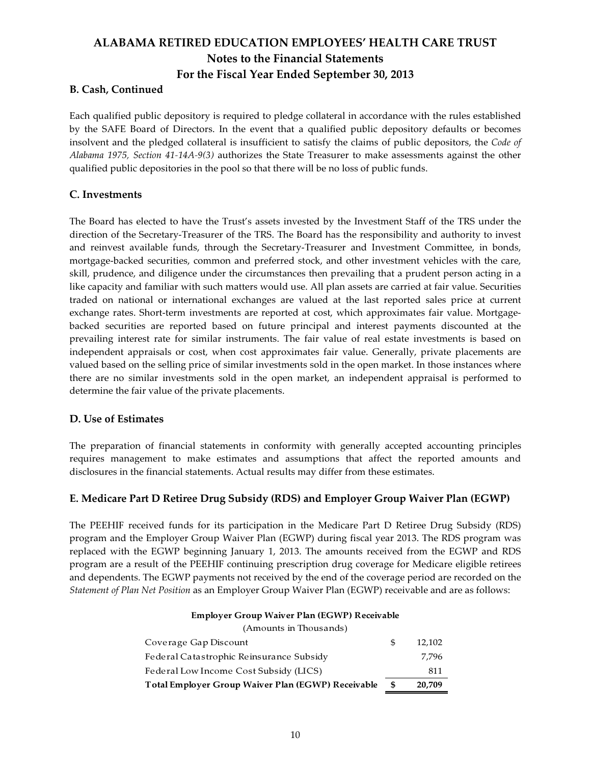### B. Cash, Continued

Each qualified public depository is required to pledge collateral in accordance with the rules established by the SAFE Board of Directors. In the event that a qualified public depository defaults or becomes insolvent and the pledged collateral is insufficient to satisfy the claims of public depositors, the *Code of Alabama 1975, Section 41-14A-9(3)* authorizes the State Treasurer to make assessments against the other qualified public depositories in the pool so that there will be no loss of public funds.

### C. Investments

The Board has elected to have the Trust's assets invested by the Investment Staff of the TRS under the direction of the Secretary-Treasurer of the TRS. The Board has the responsibility and authority to invest and reinvest available funds, through the Secretary-Treasurer and Investment Committee, in bonds, mortgage-backed securities, common and preferred stock, and other investment vehicles with the care, skill, prudence, and diligence under the circumstances then prevailing that a prudent person acting in a like capacity and familiar with such matters would use. All plan assets are carried at fair value. Securities traded on national or international exchanges are valued at the last reported sales price at current exchange rates. Short-term investments are reported at cost, which approximates fair value. Mortgage-backed securities are reported based on future principal and interest payments discounted at the prevailing interest rate for similar instruments. The fair value of real estate investments is based on independent appraisals or cost, when cost approximates fair value. Generally, private placements are valued based on the selling price of similar investments sold in the open market. In those instances where there are no similar investments sold in the open market, an independent appraisal is performed to determine the fair value of the private placements.

### D. Use of Estimates

The preparation of financial statements in conformity with generally accepted accounting principles requires management to make estimates and assumptions that affect the reported amounts and disclosures in the financial statements. Actual results may differ from these estimates.

### E. Medicare Part D Retiree Drug Subsidy (RDS) and Employer Group Waiver Plan (EGWP)

The PEEHIF received funds for its participation in the Medicare Part D Retiree Drug Subsidy (RDS) program and the Employer Group Waiver Plan (EGWP) during fiscal year 2013. The RDS program was replaced with the EGWP beginning January 1, 2013. The amounts received from the EGWP and RDS program are a result of the PEEHIF continuing prescription drug coverage for Medicare eligible retirees and dependents. The EGWP payments not received by the end of the coverage period are recorded on the *Statement of Plan Net Position* as an Employer Group Waiver Plan (EGWP) receivable and are as follows:

**Employer Group Waiver Plan (EGWP) Receivable**
(Amounts in Thousands)

| | | |
|---|---|---|
| Coverage Gap Discount | $ | 12,102 |
| Federal Catastrophic Reinsurance Subsidy | | 7,796 |
| Federal Low Income Cost Subsidy (LICS) | | 811 |
| **Total Employer Group Waiver Plan (EGWP) Receivable** | **$** | **20,709** |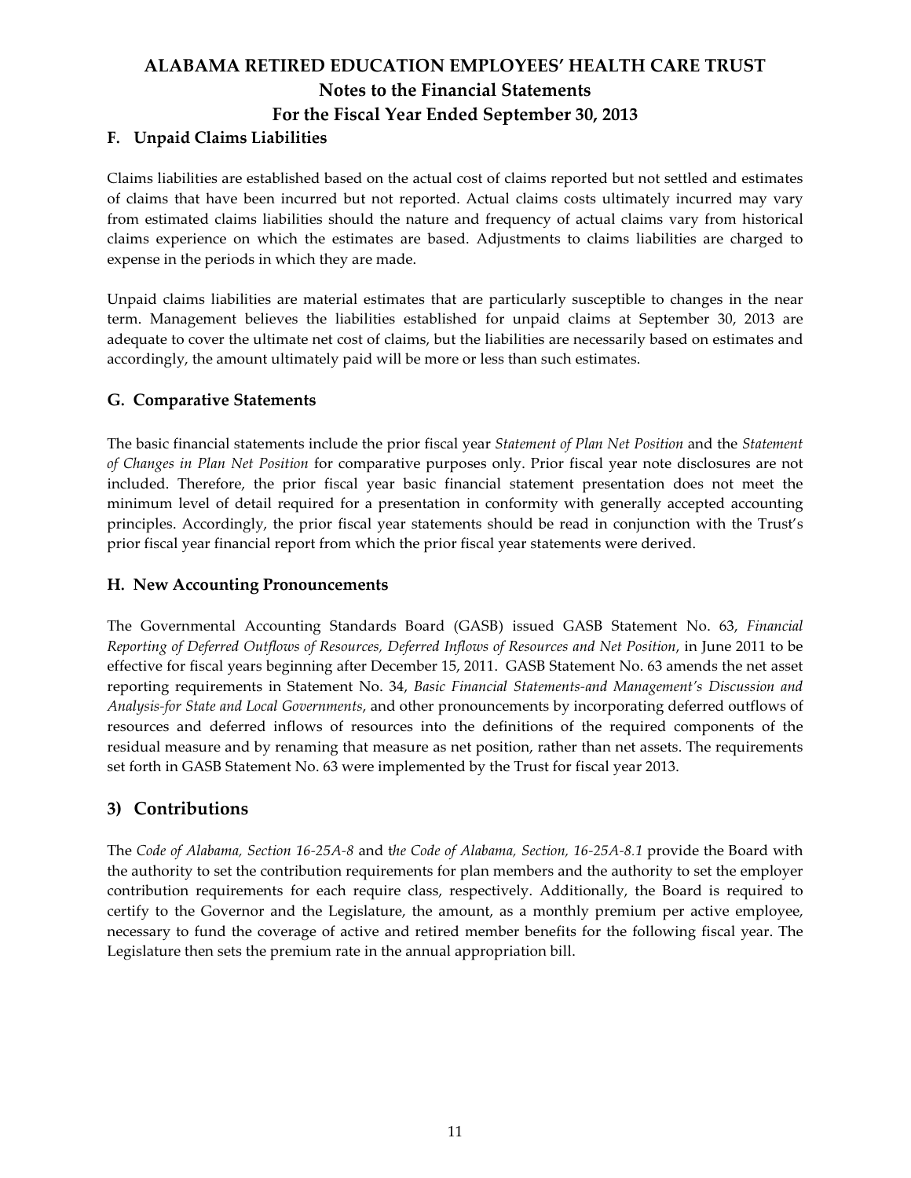### F. Unpaid Claims Liabilities

Claims liabilities are established based on the actual cost of claims reported but not settled and estimates of claims that have been incurred but not reported. Actual claims costs ultimately incurred may vary from estimated claims liabilities should the nature and frequency of actual claims vary from historical claims experience on which the estimates are based. Adjustments to claims liabilities are charged to expense in the periods in which they are made.

Unpaid claims liabilities are material estimates that are particularly susceptible to changes in the near term. Management believes the liabilities established for unpaid claims at September 30, 2013 are adequate to cover the ultimate net cost of claims, but the liabilities are necessarily based on estimates and accordingly, the amount ultimately paid will be more or less than such estimates.

### G. Comparative Statements

The basic financial statements include the prior fiscal year *Statement of Plan Net Position* and the *Statement of Changes in Plan Net Position* for comparative purposes only. Prior fiscal year note disclosures are not included. Therefore, the prior fiscal year basic financial statement presentation does not meet the minimum level of detail required for a presentation in conformity with generally accepted accounting principles. Accordingly, the prior fiscal year statements should be read in conjunction with the Trust's prior fiscal year financial report from which the prior fiscal year statements were derived.

### H. New Accounting Pronouncements

The Governmental Accounting Standards Board (GASB) issued GASB Statement No. 63, *Financial Reporting of Deferred Outflows of Resources, Deferred Inflows of Resources and Net Position*, in June 2011 to be effective for fiscal years beginning after December 15, 2011. GASB Statement No. 63 amends the net asset reporting requirements in Statement No. 34, *Basic Financial Statements-and Management's Discussion and Analysis-for State and Local Governments*, and other pronouncements by incorporating deferred outflows of resources and deferred inflows of resources into the definitions of the required components of the residual measure and by renaming that measure as net position, rather than net assets. The requirements set forth in GASB Statement No. 63 were implemented by the Trust for fiscal year 2013.

## 3) Contributions

The *Code of Alabama, Section 16-25A-8* and t*he Code of Alabama, Section, 16-25A-8.1* provide the Board with the authority to set the contribution requirements for plan members and the authority to set the employer contribution requirements for each require class, respectively. Additionally, the Board is required to certify to the Governor and the Legislature, the amount, as a monthly premium per active employee, necessary to fund the coverage of active and retired member benefits for the following fiscal year. The Legislature then sets the premium rate in the annual appropriation bill.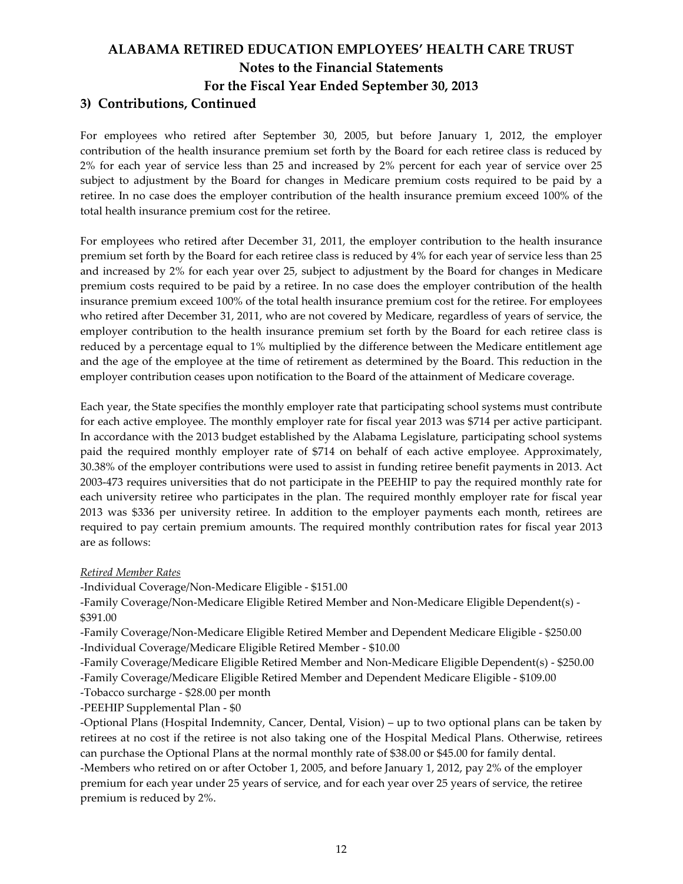## 3) Contributions, Continued

For employees who retired after September 30, 2005, but before January 1, 2012, the employer contribution of the health insurance premium set forth by the Board for each retiree class is reduced by 2% for each year of service less than 25 and increased by 2% percent for each year of service over 25 subject to adjustment by the Board for changes in Medicare premium costs required to be paid by a retiree. In no case does the employer contribution of the health insurance premium exceed 100% of the total health insurance premium cost for the retiree.

For employees who retired after December 31, 2011, the employer contribution to the health insurance premium set forth by the Board for each retiree class is reduced by 4% for each year of service less than 25 and increased by 2% for each year over 25, subject to adjustment by the Board for changes in Medicare premium costs required to be paid by a retiree. In no case does the employer contribution of the health insurance premium exceed 100% of the total health insurance premium cost for the retiree. For employees who retired after December 31, 2011, who are not covered by Medicare, regardless of years of service, the employer contribution to the health insurance premium set forth by the Board for each retiree class is reduced by a percentage equal to 1% multiplied by the difference between the Medicare entitlement age and the age of the employee at the time of retirement as determined by the Board. This reduction in the employer contribution ceases upon notification to the Board of the attainment of Medicare coverage.

Each year, the State specifies the monthly employer rate that participating school systems must contribute for each active employee. The monthly employer rate for fiscal year 2013 was $714 per active participant. In accordance with the 2013 budget established by the Alabama Legislature, participating school systems paid the required monthly employer rate of $714 on behalf of each active employee. Approximately, 30.38% of the employer contributions were used to assist in funding retiree benefit payments in 2013. Act 2003-473 requires universities that do not participate in the PEEHIP to pay the required monthly rate for each university retiree who participates in the plan. The required monthly employer rate for fiscal year 2013 was $336 per university retiree. In addition to the employer payments each month, retirees are required to pay certain premium amounts. The required monthly contribution rates for fiscal year 2013 are as follows:

*Retired Member Rates*

- Individual Coverage/Non-Medicare Eligible - $151.00
- Family Coverage/Non-Medicare Eligible Retired Member and Non-Medicare Eligible Dependent(s) - $391.00
- Family Coverage/Non-Medicare Eligible Retired Member and Dependent Medicare Eligible - $250.00
- Individual Coverage/Medicare Eligible Retired Member - $10.00
- Family Coverage/Medicare Eligible Retired Member and Non-Medicare Eligible Dependent(s) - $250.00
- Family Coverage/Medicare Eligible Retired Member and Dependent Medicare Eligible - $109.00
- Tobacco surcharge - $28.00 per month
- PEEHIP Supplemental Plan - $0
- Optional Plans (Hospital Indemnity, Cancer, Dental, Vision) – up to two optional plans can be taken by retirees at no cost if the retiree is not also taking one of the Hospital Medical Plans. Otherwise, retirees can purchase the Optional Plans at the normal monthly rate of $38.00 or $45.00 for family dental.
- Members who retired on or after October 1, 2005, and before January 1, 2012, pay 2% of the employer premium for each year under 25 years of service, and for each year over 25 years of service, the retiree premium is reduced by 2%.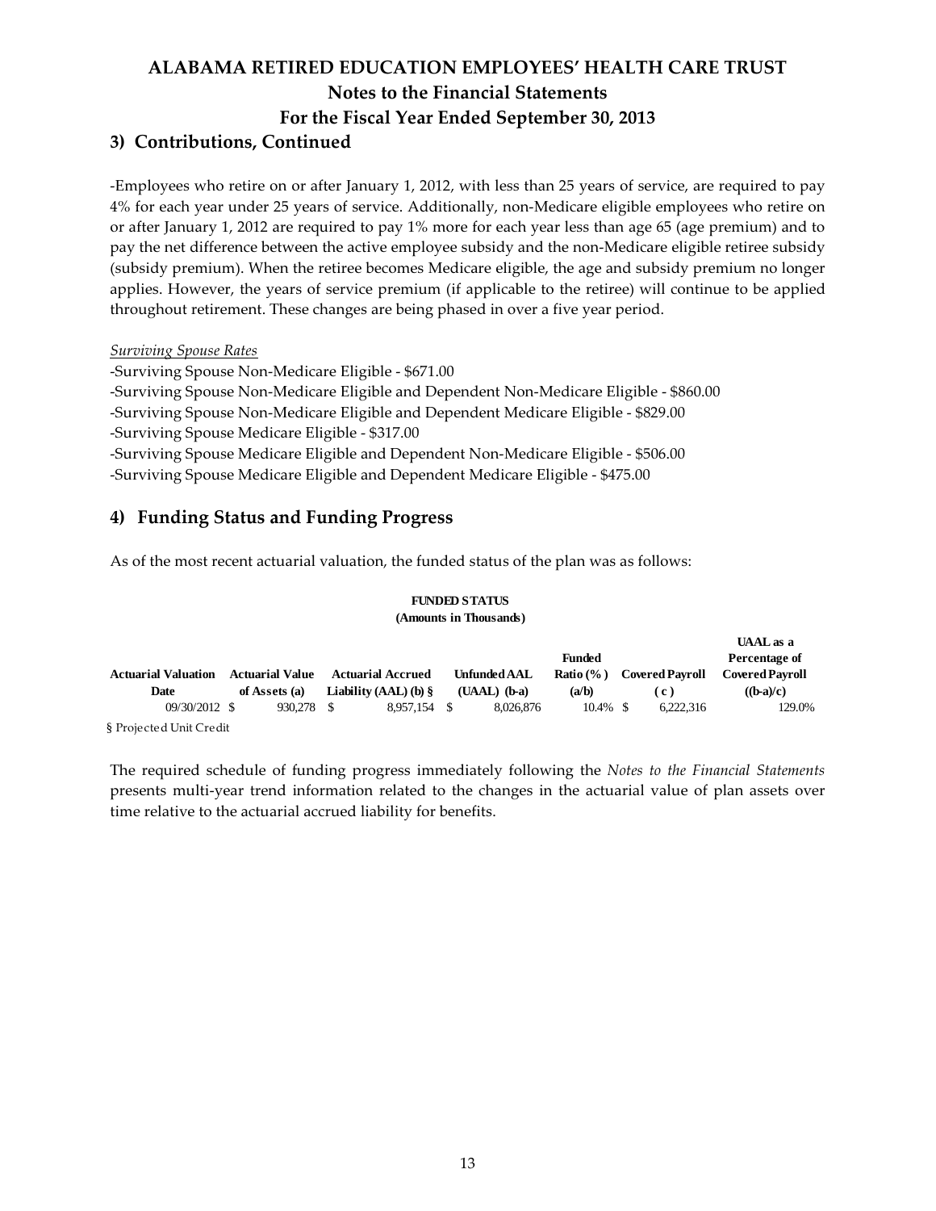## 3) Contributions, Continued

-Employees who retire on or after January 1, 2012, with less than 25 years of service, are required to pay 4% for each year under 25 years of service. Additionally, non-Medicare eligible employees who retire on or after January 1, 2012 are required to pay 1% more for each year less than age 65 (age premium) and to pay the net difference between the active employee subsidy and the non-Medicare eligible retiree subsidy (subsidy premium). When the retiree becomes Medicare eligible, the age and subsidy premium no longer applies. However, the years of service premium (if applicable to the retiree) will continue to be applied throughout retirement. These changes are being phased in over a five year period.

*Surviving Spouse Rates*

-Surviving Spouse Non-Medicare Eligible - $671.00
-Surviving Spouse Non-Medicare Eligible and Dependent Non-Medicare Eligible - $860.00
-Surviving Spouse Non-Medicare Eligible and Dependent Medicare Eligible - $829.00
-Surviving Spouse Medicare Eligible - $317.00
-Surviving Spouse Medicare Eligible and Dependent Non-Medicare Eligible - $506.00
-Surviving Spouse Medicare Eligible and Dependent Medicare Eligible - $475.00

## 4) Funding Status and Funding Progress

As of the most recent actuarial valuation, the funded status of the plan was as follows:

**FUNDED STATUS**
**(Amounts in Thousands)**

| Actuarial Valuation Date | Actuarial Value of Assets (a) | Actuarial Accrued Liability (AAL) (b) § | Unfunded AAL (UAAL) (b-a) | Funded Ratio (%) (a/b) | Covered Payroll (c) | UAAL as a Percentage of Covered Payroll ((b-a)/c) |
|---|---|---|---|---|---|---|
| 09/30/2012 | $ 930,278 | $ 8,957,154 | $ 8,026,876 | 10.4% | $ 6,222,316 | 129.0% |

§ Projected Unit Credit

The required schedule of funding progress immediately following the *Notes to the Financial Statements* presents multi-year trend information related to the changes in the actuarial value of plan assets over time relative to the actuarial accrued liability for benefits.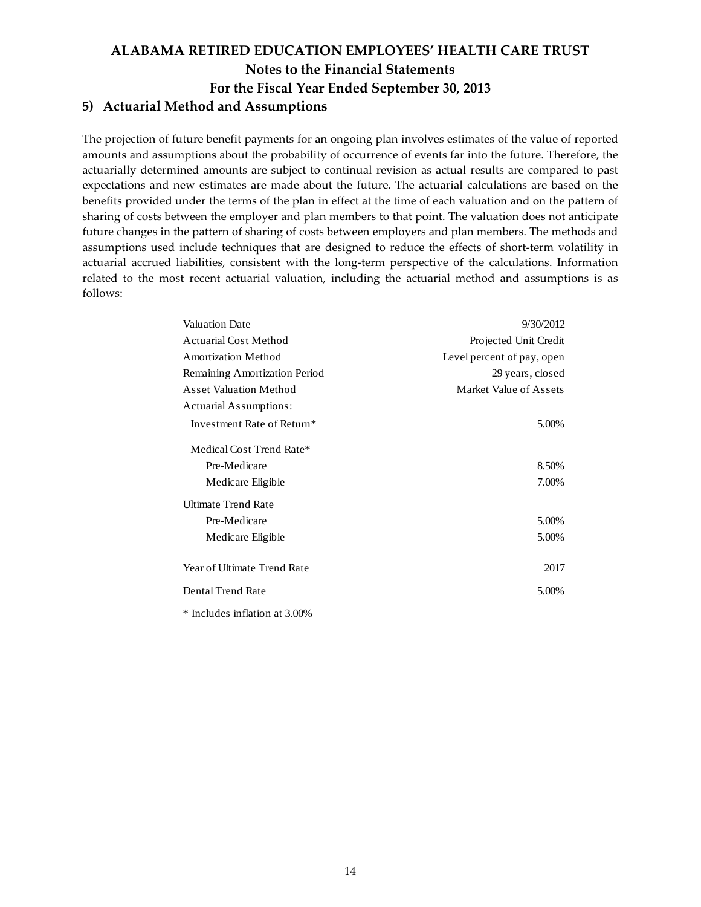# ALABAMA RETIRED EDUCATION EMPLOYEES' HEALTH CARE TRUST
## Notes to the Financial Statements
## For the Fiscal Year Ended September 30, 2013

### 5) Actuarial Method and Assumptions

The projection of future benefit payments for an ongoing plan involves estimates of the value of reported amounts and assumptions about the probability of occurrence of events far into the future. Therefore, the actuarially determined amounts are subject to continual revision as actual results are compared to past expectations and new estimates are made about the future. The actuarial calculations are based on the benefits provided under the terms of the plan in effect at the time of each valuation and on the pattern of sharing of costs between the employer and plan members to that point. The valuation does not anticipate future changes in the pattern of sharing of costs between employers and plan members. The methods and assumptions used include techniques that are designed to reduce the effects of short-term volatility in actuarial accrued liabilities, consistent with the long-term perspective of the calculations. Information related to the most recent actuarial valuation, including the actuarial method and assumptions is as follows:

| | |
|---|---:|
| Valuation Date | 9/30/2012 |
| Actuarial Cost Method | Projected Unit Credit |
| Amortization Method | Level percent of pay, open |
| Remaining Amortization Period | 29 years, closed |
| Asset Valuation Method | Market Value of Assets |
| Actuarial Assumptions: | |
| Investment Rate of Return* | 5.00% |
| Medical Cost Trend Rate* | |
| Pre-Medicare | 8.50% |
| Medicare Eligible | 7.00% |
| Ultimate Trend Rate | |
| Pre-Medicare | 5.00% |
| Medicare Eligible | 5.00% |
| Year of Ultimate Trend Rate | 2017 |
| Dental Trend Rate | 5.00% |

\* Includes inflation at 3.00%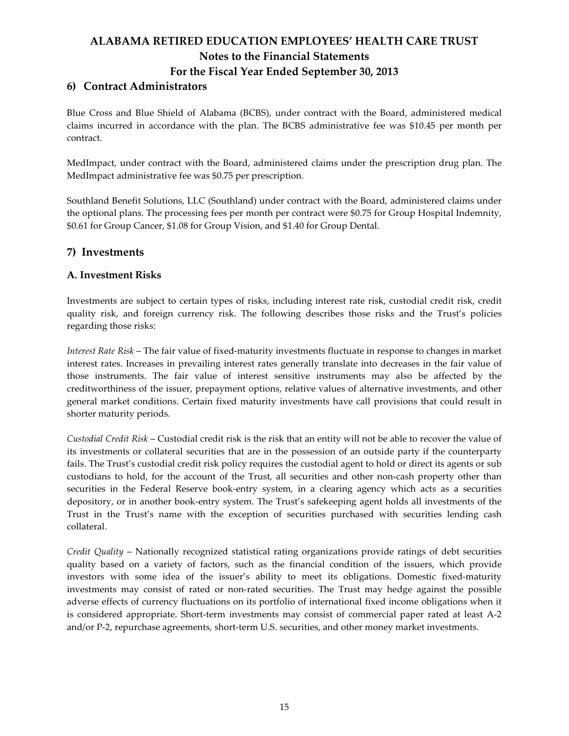## 6) Contract Administrators

Blue Cross and Blue Shield of Alabama (BCBS), under contract with the Board, administered medical claims incurred in accordance with the plan. The BCBS administrative fee was $10.45 per month per contract.

MedImpact, under contract with the Board, administered claims under the prescription drug plan. The MedImpact administrative fee was $0.75 per prescription.

Southland Benefit Solutions, LLC (Southland) under contract with the Board, administered claims under the optional plans. The processing fees per month per contract were $0.75 for Group Hospital Indemnity, $0.61 for Group Cancer, $1.08 for Group Vision, and $1.40 for Group Dental.

## 7) Investments

### A. Investment Risks

Investments are subject to certain types of risks, including interest rate risk, custodial credit risk, credit quality risk, and foreign currency risk. The following describes those risks and the Trust's policies regarding those risks:

*Interest Rate Risk* – The fair value of fixed-maturity investments fluctuate in response to changes in market interest rates. Increases in prevailing interest rates generally translate into decreases in the fair value of those instruments. The fair value of interest sensitive instruments may also be affected by the creditworthiness of the issuer, prepayment options, relative values of alternative investments, and other general market conditions. Certain fixed maturity investments have call provisions that could result in shorter maturity periods.

*Custodial Credit Risk* – Custodial credit risk is the risk that an entity will not be able to recover the value of its investments or collateral securities that are in the possession of an outside party if the counterparty fails. The Trust's custodial credit risk policy requires the custodial agent to hold or direct its agents or sub custodians to hold, for the account of the Trust, all securities and other non-cash property other than securities in the Federal Reserve book-entry system, in a clearing agency which acts as a securities depository, or in another book-entry system. The Trust's safekeeping agent holds all investments of the Trust in the Trust's name with the exception of securities purchased with securities lending cash collateral.

*Credit Quality* – Nationally recognized statistical rating organizations provide ratings of debt securities quality based on a variety of factors, such as the financial condition of the issuers, which provide investors with some idea of the issuer's ability to meet its obligations. Domestic fixed-maturity investments may consist of rated or non-rated securities. The Trust may hedge against the possible adverse effects of currency fluctuations on its portfolio of international fixed income obligations when it is considered appropriate. Short-term investments may consist of commercial paper rated at least A-2 and/or P-2, repurchase agreements, short-term U.S. securities, and other money market investments.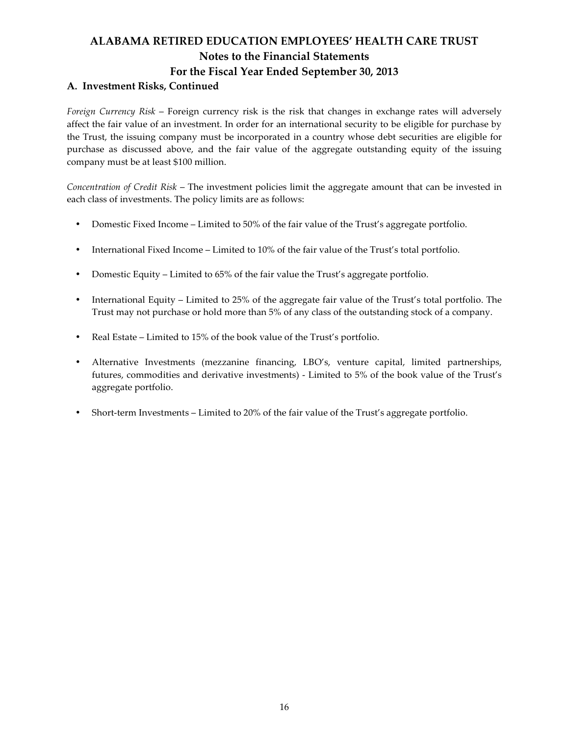### A. Investment Risks, Continued

*Foreign Currency Risk* – Foreign currency risk is the risk that changes in exchange rates will adversely affect the fair value of an investment. In order for an international security to be eligible for purchase by the Trust, the issuing company must be incorporated in a country whose debt securities are eligible for purchase as discussed above, and the fair value of the aggregate outstanding equity of the issuing company must be at least $100 million.

*Concentration of Credit Risk* – The investment policies limit the aggregate amount that can be invested in each class of investments. The policy limits are as follows:

- Domestic Fixed Income – Limited to 50% of the fair value of the Trust's aggregate portfolio.
- International Fixed Income – Limited to 10% of the fair value of the Trust's total portfolio.
- Domestic Equity – Limited to 65% of the fair value the Trust's aggregate portfolio.
- International Equity – Limited to 25% of the aggregate fair value of the Trust's total portfolio. The Trust may not purchase or hold more than 5% of any class of the outstanding stock of a company.
- Real Estate – Limited to 15% of the book value of the Trust's portfolio.
- Alternative Investments (mezzanine financing, LBO's, venture capital, limited partnerships, futures, commodities and derivative investments) - Limited to 5% of the book value of the Trust's aggregate portfolio.
- Short-term Investments – Limited to 20% of the fair value of the Trust's aggregate portfolio.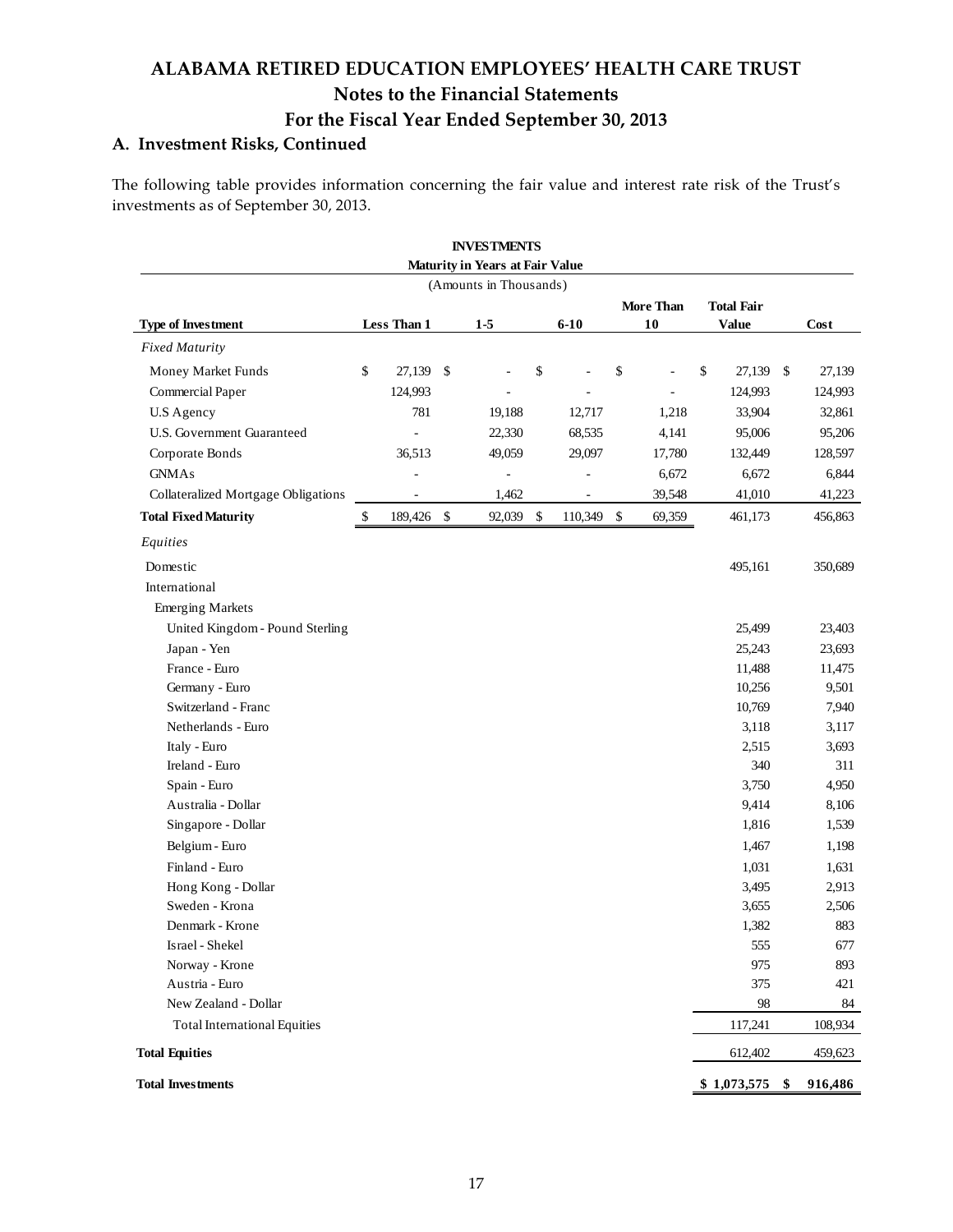# ALABAMA RETIRED EDUCATION EMPLOYEES' HEALTH CARE TRUST
## Notes to the Financial Statements
## For the Fiscal Year Ended September 30, 2013

### A. Investment Risks, Continued

The following table provides information concerning the fair value and interest rate risk of the Trust's investments as of September 30, 2013.

**INVESTMENTS**
**Maturity in Years at Fair Value**
(Amounts in Thousands)

| Type of Investment | Less Than 1 | 1-5 | 6-10 | More Than 10 | Total Fair Value | Cost |
|---|---|---|---|---|---|---|
| *Fixed Maturity* | | | | | | |
| Money Market Funds | $ 27,139 | $ - | $ - | $ - | $ 27,139 | $ 27,139 |
| Commercial Paper | 124,993 | - | - | - | 124,993 | 124,993 |
| U.S Agency | 781 | 19,188 | 12,717 | 1,218 | 33,904 | 32,861 |
| U.S. Government Guaranteed | - | 22,330 | 68,535 | 4,141 | 95,006 | 95,206 |
| Corporate Bonds | 36,513 | 49,059 | 29,097 | 17,780 | 132,449 | 128,597 |
| GNMAs | - | - | - | 6,672 | 6,672 | 6,844 |
| Collateralized Mortgage Obligations | - | 1,462 | - | 39,548 | 41,010 | 41,223 |
| **Total Fixed Maturity** | $ 189,426 | $ 92,039 | $ 110,349 | $ 69,359 | 461,173 | 456,863 |
| *Equities* | | | | | | |
| Domestic | | | | | 495,161 | 350,689 |
| International | | | | | | |
| Emerging Markets | | | | | | |
| United Kingdom - Pound Sterling | | | | | 25,499 | 23,403 |
| Japan - Yen | | | | | 25,243 | 23,693 |
| France - Euro | | | | | 11,488 | 11,475 |
| Germany - Euro | | | | | 10,256 | 9,501 |
| Switzerland - Franc | | | | | 10,769 | 7,940 |
| Netherlands - Euro | | | | | 3,118 | 3,117 |
| Italy - Euro | | | | | 2,515 | 3,693 |
| Ireland - Euro | | | | | 340 | 311 |
| Spain - Euro | | | | | 3,750 | 4,950 |
| Australia - Dollar | | | | | 9,414 | 8,106 |
| Singapore - Dollar | | | | | 1,816 | 1,539 |
| Belgium - Euro | | | | | 1,467 | 1,198 |
| Finland - Euro | | | | | 1,031 | 1,631 |
| Hong Kong - Dollar | | | | | 3,495 | 2,913 |
| Sweden - Krona | | | | | 3,655 | 2,506 |
| Denmark - Krone | | | | | 1,382 | 883 |
| Israel - Shekel | | | | | 555 | 677 |
| Norway - Krone | | | | | 975 | 893 |
| Austria - Euro | | | | | 375 | 421 |
| New Zealand - Dollar | | | | | 98 | 84 |
| Total International Equities | | | | | 117,241 | 108,934 |
| **Total Equities** | | | | | 612,402 | 459,623 |
| **Total Investments** | | | | | **$ 1,073,575** | **$ 916,486** |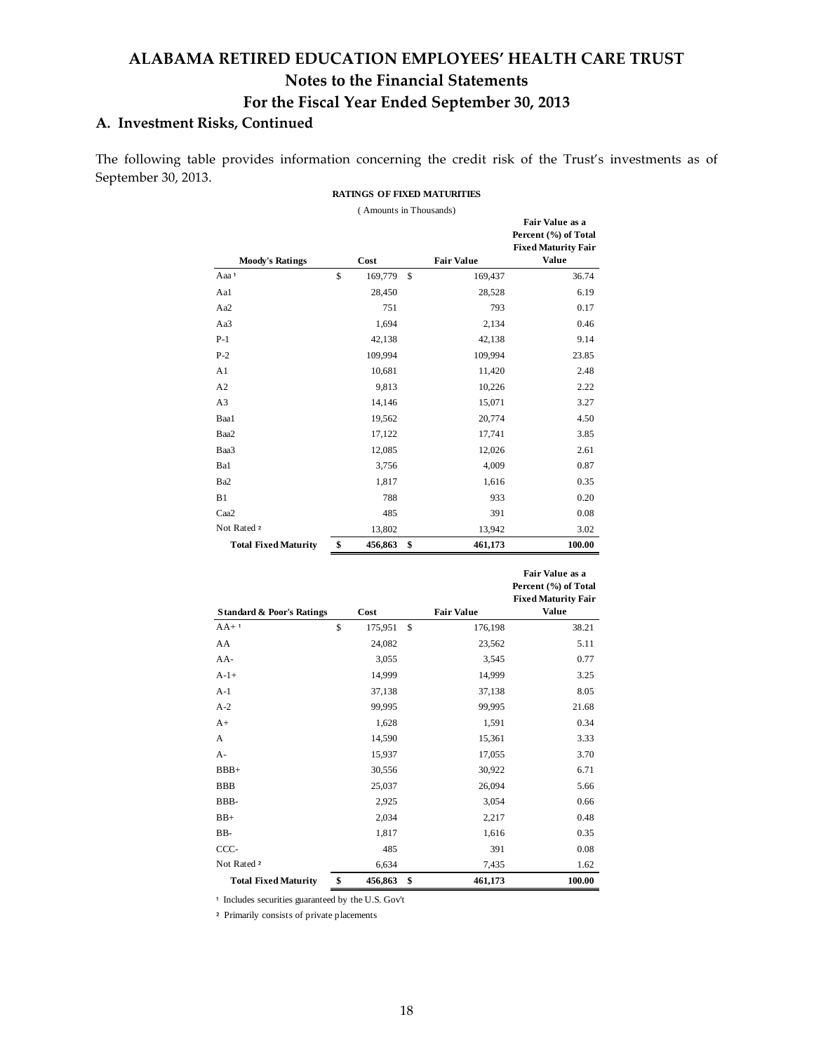# ALABAMA RETIRED EDUCATION EMPLOYEES' HEALTH CARE TRUST

## Notes to the Financial Statements

## For the Fiscal Year Ended September 30, 2013

### A. Investment Risks, Continued

The following table provides information concerning the credit risk of the Trust's investments as of September 30, 2013.

**RATINGS OF FIXED MATURITIES**

( Amounts in Thousands)

| Moody's Ratings | Cost | Fair Value | Fair Value as a Percent (%) of Total Fixed Maturity Fair Value |
|---|---|---|---|
| Aaa [1] | $ 169,779 | $ 169,437 | 36.74 |
| Aa1 | 28,450 | 28,528 | 6.19 |
| Aa2 | 751 | 793 | 0.17 |
| Aa3 | 1,694 | 2,134 | 0.46 |
| P-1 | 42,138 | 42,138 | 9.14 |
| P-2 | 109,994 | 109,994 | 23.85 |
| A1 | 10,681 | 11,420 | 2.48 |
| A2 | 9,813 | 10,226 | 2.22 |
| A3 | 14,146 | 15,071 | 3.27 |
| Baa1 | 19,562 | 20,774 | 4.50 |
| Baa2 | 17,122 | 17,741 | 3.85 |
| Baa3 | 12,085 | 12,026 | 2.61 |
| Ba1 | 3,756 | 4,009 | 0.87 |
| Ba2 | 1,817 | 1,616 | 0.35 |
| B1 | 788 | 933 | 0.20 |
| Caa2 | 485 | 391 | 0.08 |
| Not Rated [2] | 13,802 | 13,942 | 3.02 |
| **Total Fixed Maturity** | **$ 456,863** | **$ 461,173** | **100.00** |

| Standard & Poor's Ratings | Cost | Fair Value | Fair Value as a Percent (%) of Total Fixed Maturity Fair Value |
|---|---|---|---|
| AA+ [1] | $ 175,951 | $ 176,198 | 38.21 |
| AA | 24,082 | 23,562 | 5.11 |
| AA- | 3,055 | 3,545 | 0.77 |
| A-1+ | 14,999 | 14,999 | 3.25 |
| A-1 | 37,138 | 37,138 | 8.05 |
| A-2 | 99,995 | 99,995 | 21.68 |
| A+ | 1,628 | 1,591 | 0.34 |
| A | 14,590 | 15,361 | 3.33 |
| A- | 15,937 | 17,055 | 3.70 |
| BBB+ | 30,556 | 30,922 | 6.71 |
| BBB | 25,037 | 26,094 | 5.66 |
| BBB- | 2,925 | 3,054 | 0.66 |
| BB+ | 2,034 | 2,217 | 0.48 |
| BB- | 1,817 | 1,616 | 0.35 |
| CCC- | 485 | 391 | 0.08 |
| Not Rated [2] | 6,634 | 7,435 | 1.62 |
| **Total Fixed Maturity** | **$ 456,863** | **$ 461,173** | **100.00** |

[1] Includes securities guaranteed by the U.S. Gov't

[2] Primarily consists of private placements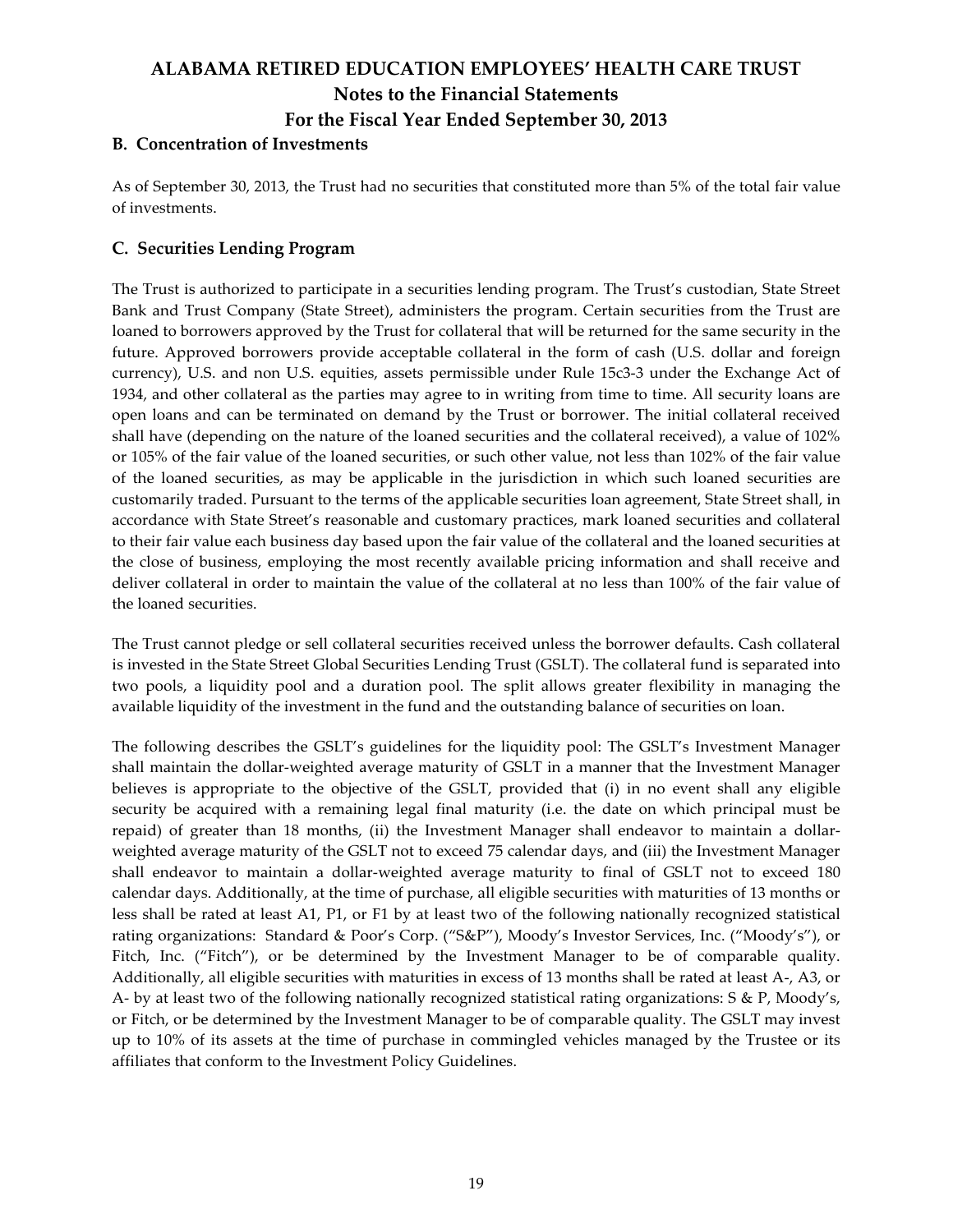### B. Concentration of Investments

As of September 30, 2013, the Trust had no securities that constituted more than 5% of the total fair value of investments.

### C. Securities Lending Program

The Trust is authorized to participate in a securities lending program. The Trust's custodian, State Street Bank and Trust Company (State Street), administers the program. Certain securities from the Trust are loaned to borrowers approved by the Trust for collateral that will be returned for the same security in the future. Approved borrowers provide acceptable collateral in the form of cash (U.S. dollar and foreign currency), U.S. and non U.S. equities, assets permissible under Rule 15c3-3 under the Exchange Act of 1934, and other collateral as the parties may agree to in writing from time to time. All security loans are open loans and can be terminated on demand by the Trust or borrower. The initial collateral received shall have (depending on the nature of the loaned securities and the collateral received), a value of 102% or 105% of the fair value of the loaned securities, or such other value, not less than 102% of the fair value of the loaned securities, as may be applicable in the jurisdiction in which such loaned securities are customarily traded. Pursuant to the terms of the applicable securities loan agreement, State Street shall, in accordance with State Street's reasonable and customary practices, mark loaned securities and collateral to their fair value each business day based upon the fair value of the collateral and the loaned securities at the close of business, employing the most recently available pricing information and shall receive and deliver collateral in order to maintain the value of the collateral at no less than 100% of the fair value of the loaned securities.

The Trust cannot pledge or sell collateral securities received unless the borrower defaults. Cash collateral is invested in the State Street Global Securities Lending Trust (GSLT). The collateral fund is separated into two pools, a liquidity pool and a duration pool. The split allows greater flexibility in managing the available liquidity of the investment in the fund and the outstanding balance of securities on loan.

The following describes the GSLT's guidelines for the liquidity pool: The GSLT's Investment Manager shall maintain the dollar-weighted average maturity of GSLT in a manner that the Investment Manager believes is appropriate to the objective of the GSLT, provided that (i) in no event shall any eligible security be acquired with a remaining legal final maturity (i.e. the date on which principal must be repaid) of greater than 18 months, (ii) the Investment Manager shall endeavor to maintain a dollar-weighted average maturity of the GSLT not to exceed 75 calendar days, and (iii) the Investment Manager shall endeavor to maintain a dollar-weighted average maturity to final of GSLT not to exceed 180 calendar days. Additionally, at the time of purchase, all eligible securities with maturities of 13 months or less shall be rated at least A1, P1, or F1 by at least two of the following nationally recognized statistical rating organizations: Standard & Poor's Corp. ("S&P"), Moody's Investor Services, Inc. ("Moody's"), or Fitch, Inc. ("Fitch"), or be determined by the Investment Manager to be of comparable quality. Additionally, all eligible securities with maturities in excess of 13 months shall be rated at least A-, A3, or A- by at least two of the following nationally recognized statistical rating organizations: S & P, Moody's, or Fitch, or be determined by the Investment Manager to be of comparable quality. The GSLT may invest up to 10% of its assets at the time of purchase in commingled vehicles managed by the Trustee or its affiliates that conform to the Investment Policy Guidelines.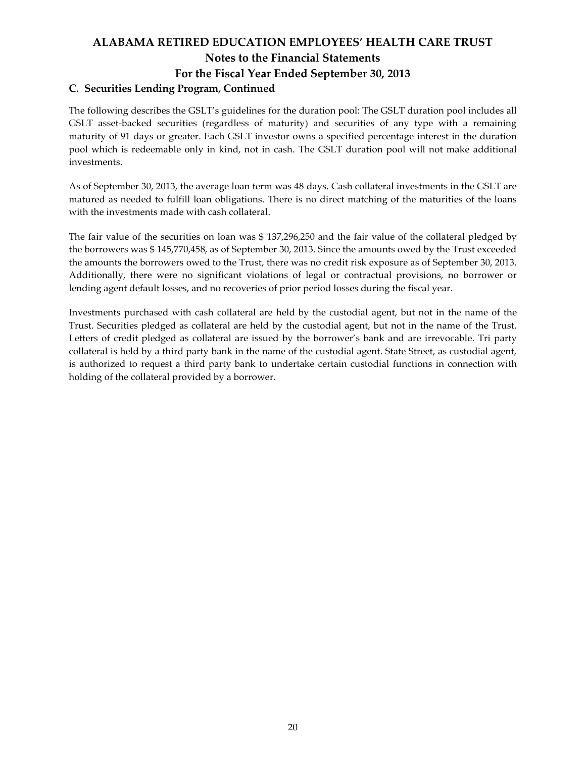# ALABAMA RETIRED EDUCATION EMPLOYEES' HEALTH CARE TRUST

## Notes to the Financial Statements

## For the Fiscal Year Ended September 30, 2013

### C. Securities Lending Program, Continued

The following describes the GSLT's guidelines for the duration pool: The GSLT duration pool includes all GSLT asset-backed securities (regardless of maturity) and securities of any type with a remaining maturity of 91 days or greater. Each GSLT investor owns a specified percentage interest in the duration pool which is redeemable only in kind, not in cash. The GSLT duration pool will not make additional investments.

As of September 30, 2013, the average loan term was 48 days. Cash collateral investments in the GSLT are matured as needed to fulfill loan obligations. There is no direct matching of the maturities of the loans with the investments made with cash collateral.

The fair value of the securities on loan was $ 137,296,250 and the fair value of the collateral pledged by the borrowers was $ 145,770,458, as of September 30, 2013. Since the amounts owed by the Trust exceeded the amounts the borrowers owed to the Trust, there was no credit risk exposure as of September 30, 2013. Additionally, there were no significant violations of legal or contractual provisions, no borrower or lending agent default losses, and no recoveries of prior period losses during the fiscal year.

Investments purchased with cash collateral are held by the custodial agent, but not in the name of the Trust. Securities pledged as collateral are held by the custodial agent, but not in the name of the Trust. Letters of credit pledged as collateral are issued by the borrower's bank and are irrevocable. Tri party collateral is held by a third party bank in the name of the custodial agent. State Street, as custodial agent, is authorized to request a third party bank to undertake certain custodial functions in connection with holding of the collateral provided by a borrower.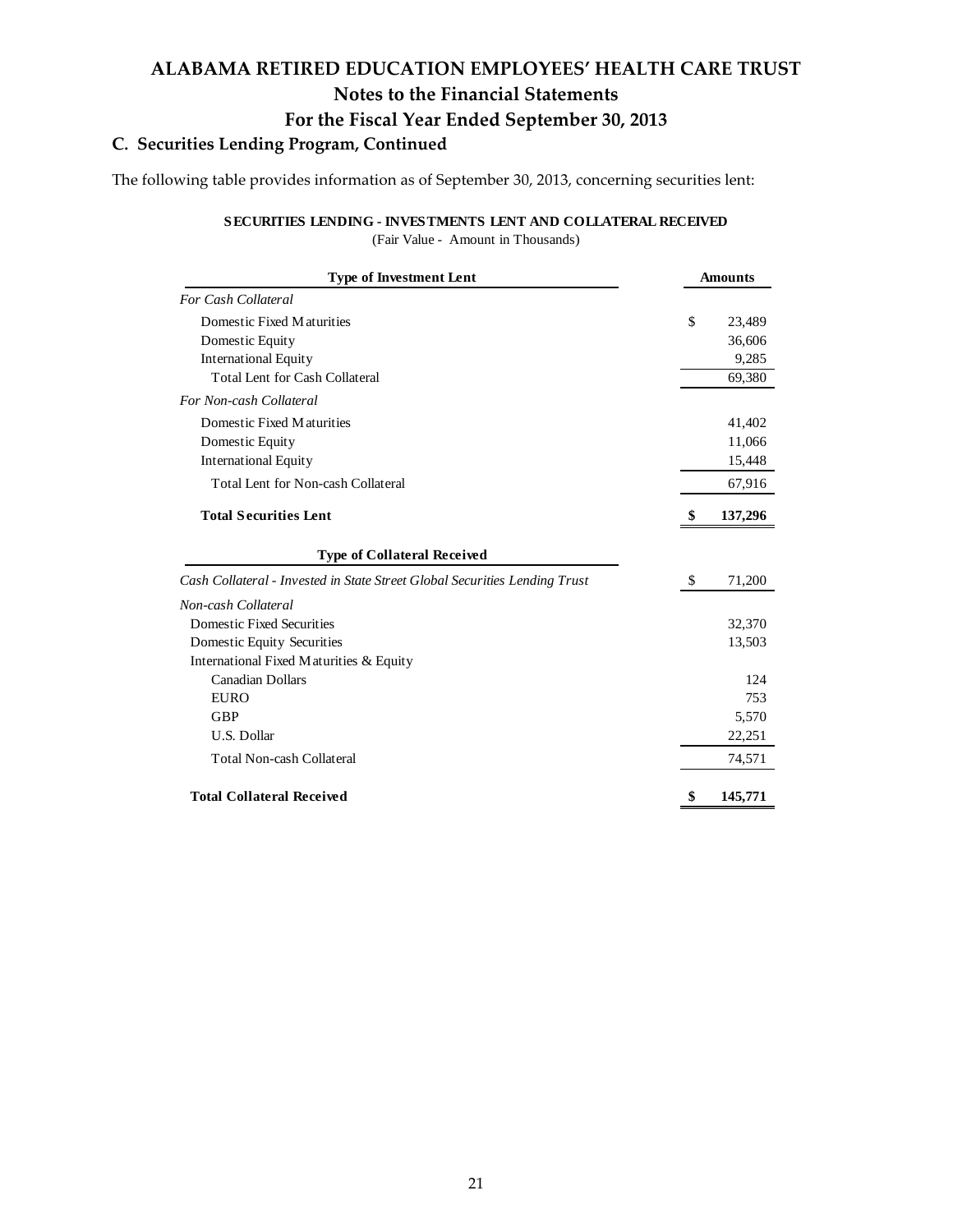# ALABAMA RETIRED EDUCATION EMPLOYEES' HEALTH CARE TRUST
## Notes to the Financial Statements
## For the Fiscal Year Ended September 30, 2013

### C. Securities Lending Program, Continued

The following table provides information as of September 30, 2013, concerning securities lent:

**SECURITIES LENDING - INVESTMENTS LENT AND COLLATERAL RECEIVED**
(Fair Value - Amount in Thousands)

| Type of Investment Lent | Amounts |
|---|---|
| *For Cash Collateral* | |
| Domestic Fixed Maturities | $ 23,489 |
| Domestic Equity | 36,606 |
| International Equity | 9,285 |
| Total Lent for Cash Collateral | 69,380 |
| *For Non-cash Collateral* | |
| Domestic Fixed Maturities | 41,402 |
| Domestic Equity | 11,066 |
| International Equity | 15,448 |
| Total Lent for Non-cash Collateral | 67,916 |
| **Total Securities Lent** | **$ 137,296** |
| **Type of Collateral Received** | |
| *Cash Collateral - Invested in State Street Global Securities Lending Trust* | $ 71,200 |
| *Non-cash Collateral* | |
| Domestic Fixed Securities | 32,370 |
| Domestic Equity Securities | 13,503 |
| International Fixed Maturities & Equity | |
| Canadian Dollars | 124 |
| EURO | 753 |
| GBP | 5,570 |
| U.S. Dollar | 22,251 |
| Total Non-cash Collateral | 74,571 |
| **Total Collateral Received** | **$ 145,771** |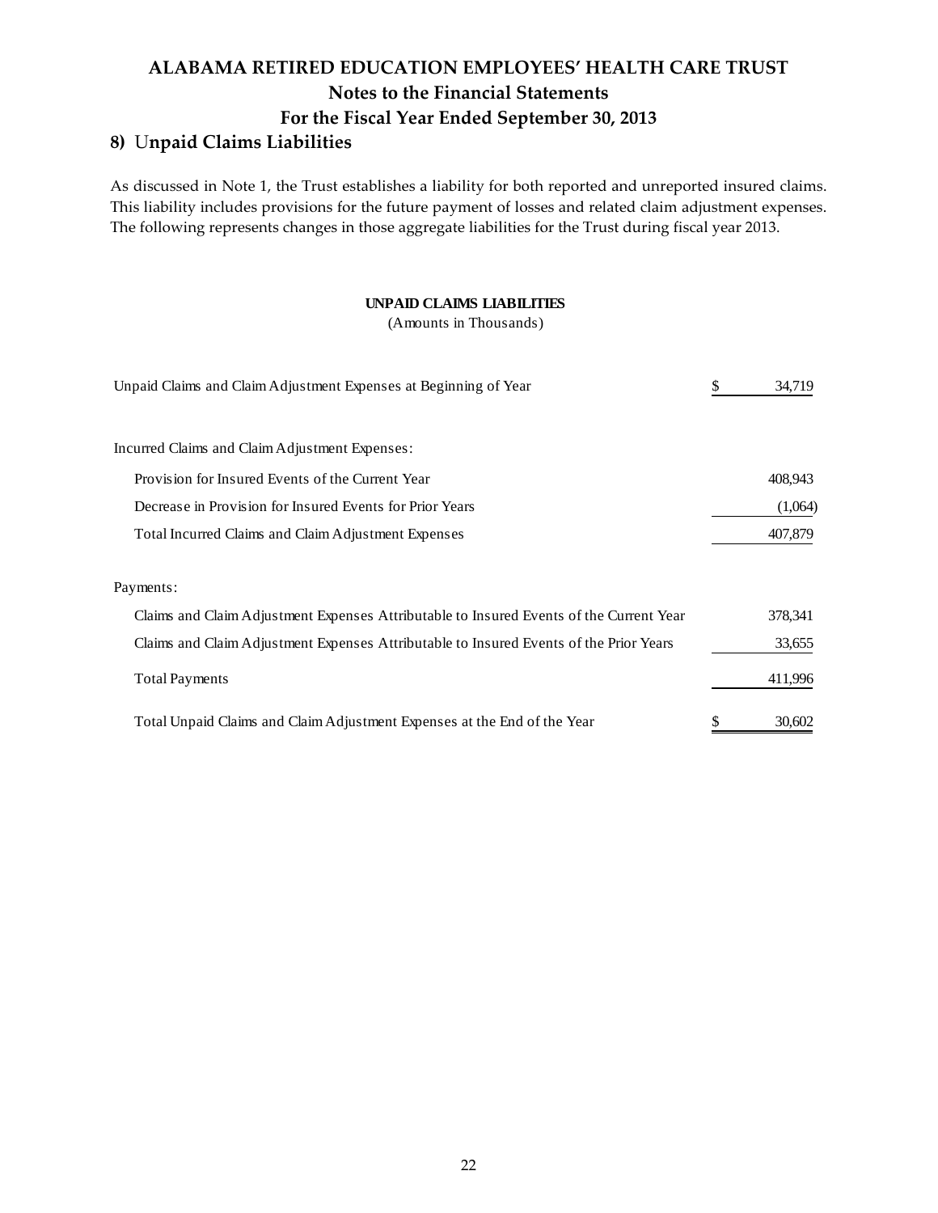# ALABAMA RETIRED EDUCATION EMPLOYEES' HEALTH CARE TRUST
## Notes to the Financial Statements
## For the Fiscal Year Ended September 30, 2013

### 8) Unpaid Claims Liabilities

As discussed in Note 1, the Trust establishes a liability for both reported and unreported insured claims. This liability includes provisions for the future payment of losses and related claim adjustment expenses. The following represents changes in those aggregate liabilities for the Trust during fiscal year 2013.

**UNPAID CLAIMS LIABILITIES**
(Amounts in Thousands)

| | |
|---|---|
| Unpaid Claims and Claim Adjustment Expenses at Beginning of Year | $ 34,719 |
| Incurred Claims and Claim Adjustment Expenses: | |
| Provision for Insured Events of the Current Year | 408,943 |
| Decrease in Provision for Insured Events for Prior Years | (1,064) |
| Total Incurred Claims and Claim Adjustment Expenses | 407,879 |
| Payments: | |
| Claims and Claim Adjustment Expenses Attributable to Insured Events of the Current Year | 378,341 |
| Claims and Claim Adjustment Expenses Attributable to Insured Events of the Prior Years | 33,655 |
| Total Payments | 411,996 |
| Total Unpaid Claims and Claim Adjustment Expenses at the End of the Year | $ 30,602 |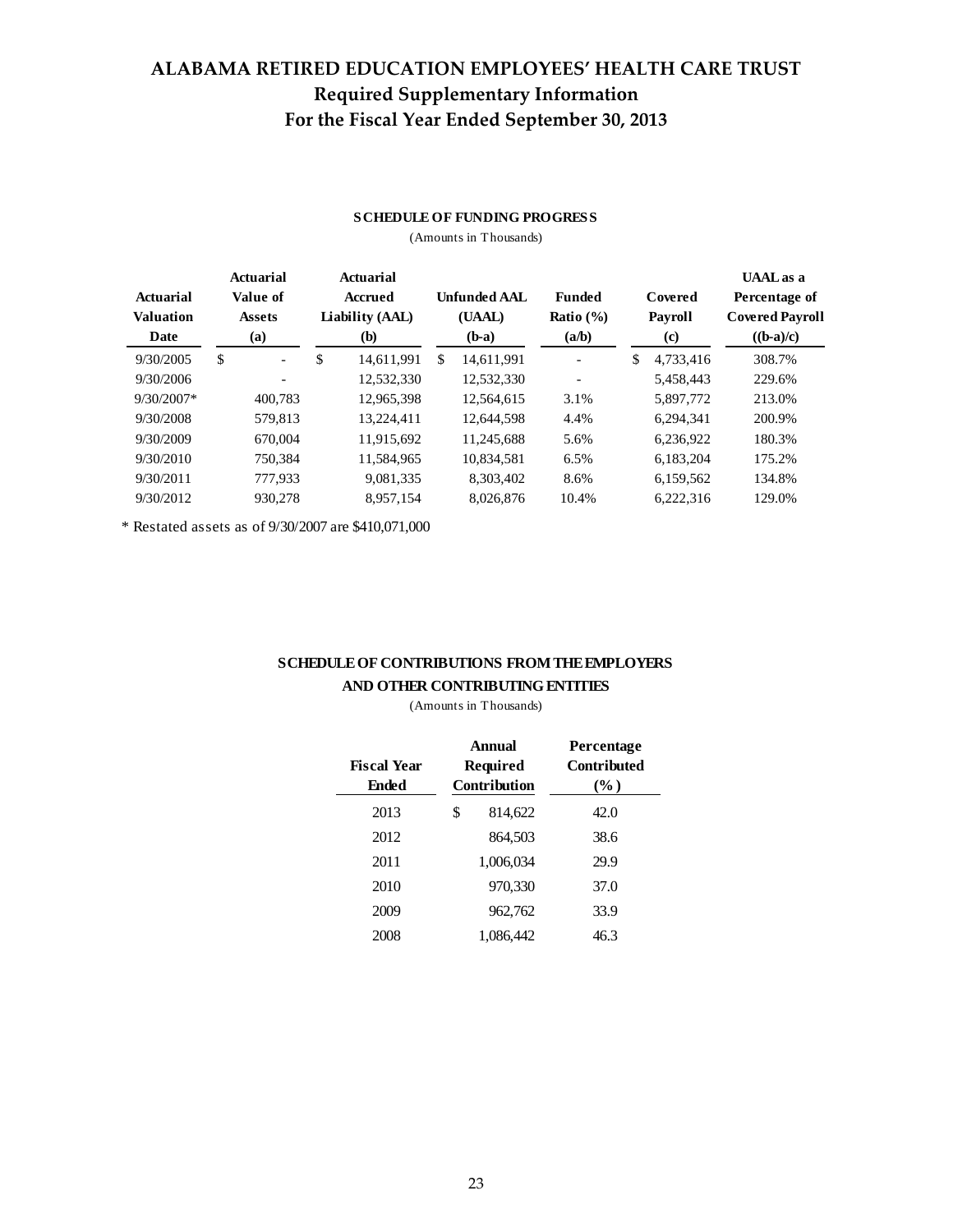# ALABAMA RETIRED EDUCATION EMPLOYEES' HEALTH CARE TRUST
## Required Supplementary Information
## For the Fiscal Year Ended September 30, 2013

**SCHEDULE OF FUNDING PROGRESS**

(Amounts in Thousands)

| Actuarial Valuation Date | Actuarial Value of Assets (a) | Actuarial Accrued Liability (AAL) (b) | Unfunded AAL (UAAL) (b-a) | Funded Ratio (%) (a/b) | Covered Payroll (c) | UAAL as a Percentage of Covered Payroll ((b-a)/c) |
|---|---|---|---|---|---|---|
| 9/30/2005 | $ - | $ 14,611,991 | $ 14,611,991 | - | $ 4,733,416 | 308.7% |
| 9/30/2006 | - | 12,532,330 | 12,532,330 | - | 5,458,443 | 229.6% |
| 9/30/2007* | 400,783 | 12,965,398 | 12,564,615 | 3.1% | 5,897,772 | 213.0% |
| 9/30/2008 | 579,813 | 13,224,411 | 12,644,598 | 4.4% | 6,294,341 | 200.9% |
| 9/30/2009 | 670,004 | 11,915,692 | 11,245,688 | 5.6% | 6,236,922 | 180.3% |
| 9/30/2010 | 750,384 | 11,584,965 | 10,834,581 | 6.5% | 6,183,204 | 175.2% |
| 9/30/2011 | 777,933 | 9,081,335 | 8,303,402 | 8.6% | 6,159,562 | 134.8% |
| 9/30/2012 | 930,278 | 8,957,154 | 8,026,876 | 10.4% | 6,222,316 | 129.0% |

* Restated assets as of 9/30/2007 are $410,071,000

**SCHEDULE OF CONTRIBUTIONS FROM THE EMPLOYERS AND OTHER CONTRIBUTING ENTITIES**

(Amounts in Thousands)

| Fiscal Year Ended | Annual Required Contribution | Percentage Contributed (%) |
|---|---|---|
| 2013 | $ 814,622 | 42.0 |
| 2012 | 864,503 | 38.6 |
| 2011 | 1,006,034 | 29.9 |
| 2010 | 970,330 | 37.0 |
| 2009 | 962,762 | 33.9 |
| 2008 | 1,086,442 | 46.3 |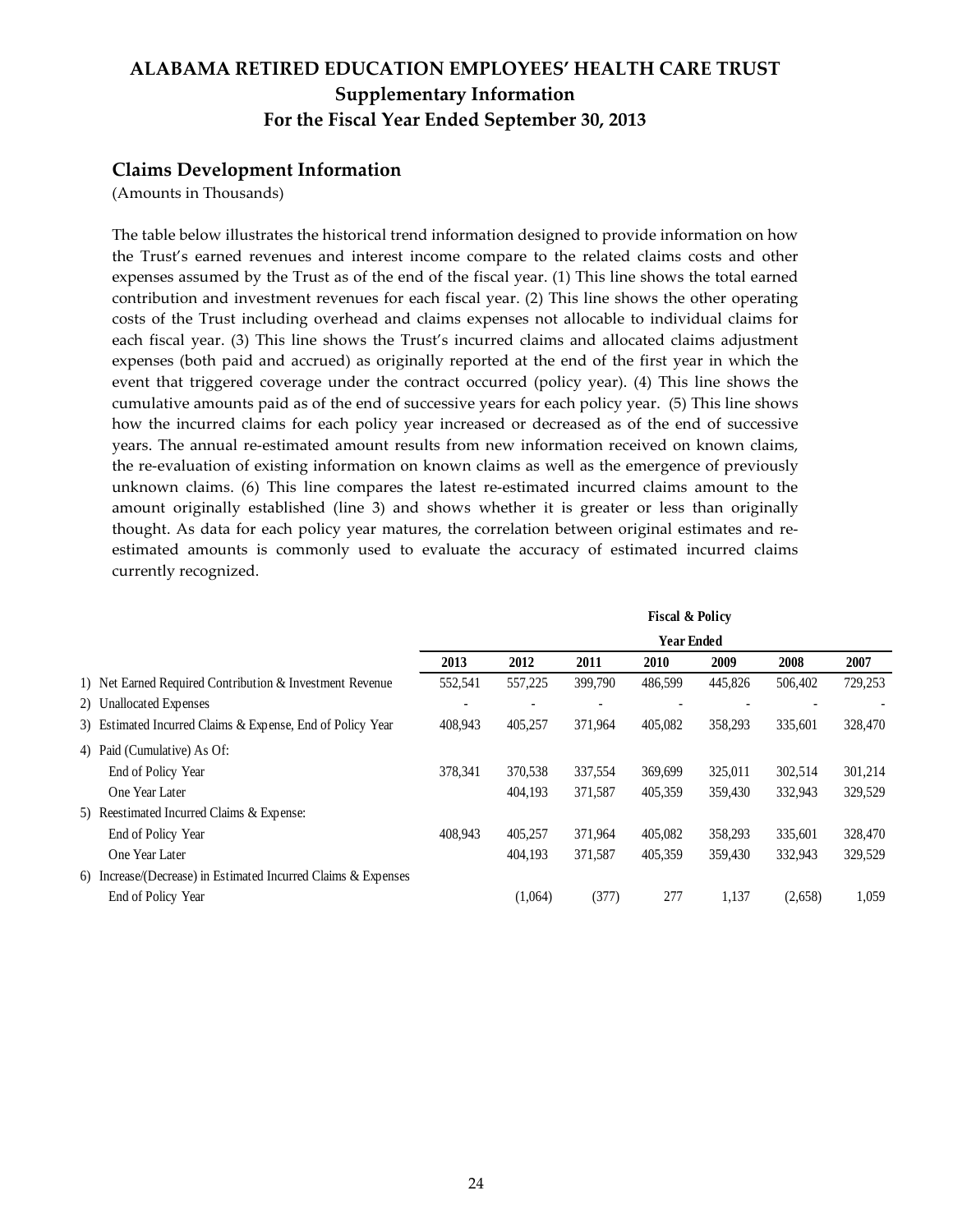# ALABAMA RETIRED EDUCATION EMPLOYEES' HEALTH CARE TRUST
## Supplementary Information
## For the Fiscal Year Ended September 30, 2013

### Claims Development Information

(Amounts in Thousands)

The table below illustrates the historical trend information designed to provide information on how the Trust's earned revenues and interest income compare to the related claims costs and other expenses assumed by the Trust as of the end of the fiscal year. (1) This line shows the total earned contribution and investment revenues for each fiscal year. (2) This line shows the other operating costs of the Trust including overhead and claims expenses not allocable to individual claims for each fiscal year. (3) This line shows the Trust's incurred claims and allocated claims adjustment expenses (both paid and accrued) as originally reported at the end of the first year in which the event that triggered coverage under the contract occurred (policy year). (4) This line shows the cumulative amounts paid as of the end of successive years for each policy year. (5) This line shows how the incurred claims for each policy year increased or decreased as of the end of successive years. The annual re-estimated amount results from new information received on known claims, the re-evaluation of existing information on known claims as well as the emergence of previously unknown claims. (6) This line compares the latest re-estimated incurred claims amount to the amount originally established (line 3) and shows whether it is greater or less than originally thought. As data for each policy year matures, the correlation between original estimates and re-estimated amounts is commonly used to evaluate the accuracy of estimated incurred claims currently recognized.

| | Fiscal & Policy Year Ended | | | | | | |
|---|---|---|---|---|---|---|---|
| | 2013 | 2012 | 2011 | 2010 | 2009 | 2008 | 2007 |
| 1) Net Earned Required Contribution & Investment Revenue | 552,541 | 557,225 | 399,790 | 486,599 | 445,826 | 506,402 | 729,253 |
| 2) Unallocated Expenses | - | - | - | - | - | - | - |
| 3) Estimated Incurred Claims & Expense, End of Policy Year | 408,943 | 405,257 | 371,964 | 405,082 | 358,293 | 335,601 | 328,470 |
| 4) Paid (Cumulative) As Of: | | | | | | | |
| End of Policy Year | 378,341 | 370,538 | 337,554 | 369,699 | 325,011 | 302,514 | 301,214 |
| One Year Later | | 404,193 | 371,587 | 405,359 | 359,430 | 332,943 | 329,529 |
| 5) Reestimated Incurred Claims & Expense: | | | | | | | |
| End of Policy Year | 408,943 | 405,257 | 371,964 | 405,082 | 358,293 | 335,601 | 328,470 |
| One Year Later | | 404,193 | 371,587 | 405,359 | 359,430 | 332,943 | 329,529 |
| 6) Increase/(Decrease) in Estimated Incurred Claims & Expenses | | | | | | | |
| End of Policy Year | | (1,064) | (377) | 277 | 1,137 | (2,658) | 1,059 |